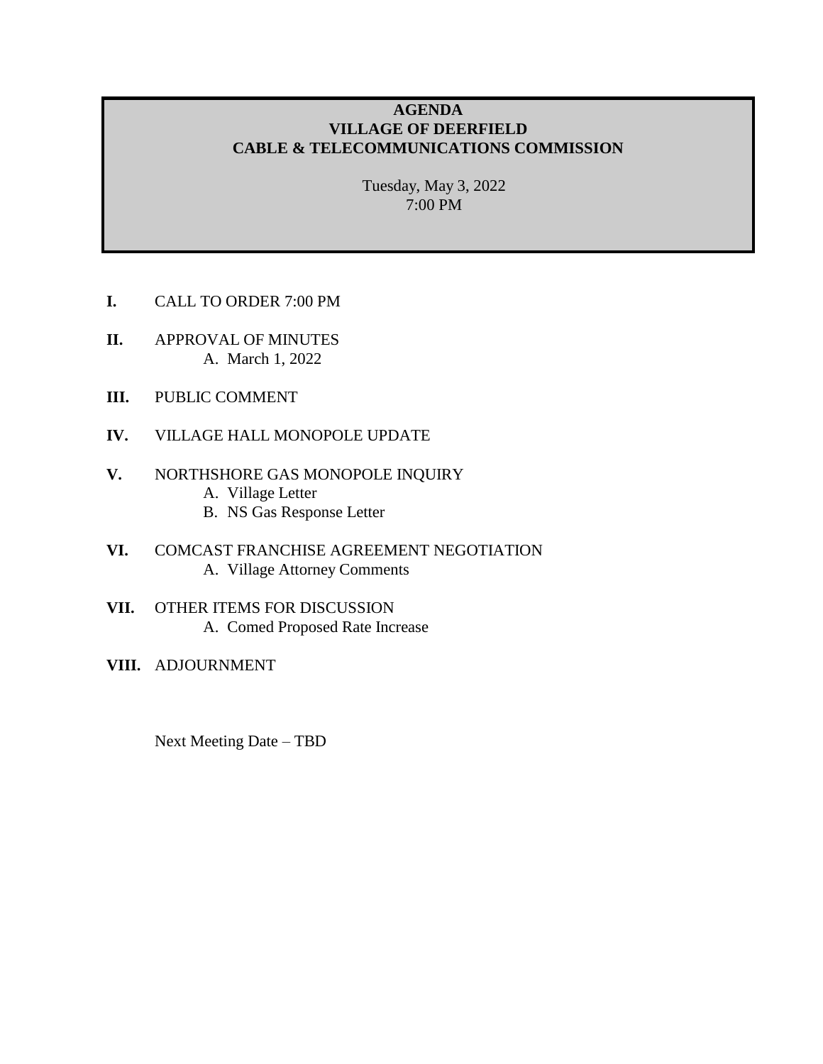# AGENDA
# VILLAGE OF DEERFIELD
# CABLE & TELECOMMUNICATIONS COMMISSION

Tuesday, May 3, 2022
7:00 PM

**I.** CALL TO ORDER 7:00 PM

**II.** APPROVAL OF MINUTES
   A. March 1, 2022

**III.** PUBLIC COMMENT

**IV.** VILLAGE HALL MONOPOLE UPDATE

**V.** NORTHSHORE GAS MONOPOLE INQUIRY
   A. Village Letter
   B. NS Gas Response Letter

**VI.** COMCAST FRANCHISE AGREEMENT NEGOTIATION
   A. Village Attorney Comments

**VII.** OTHER ITEMS FOR DISCUSSION
   A. Comed Proposed Rate Increase

**VIII.** ADJOURNMENT

Next Meeting Date – TBD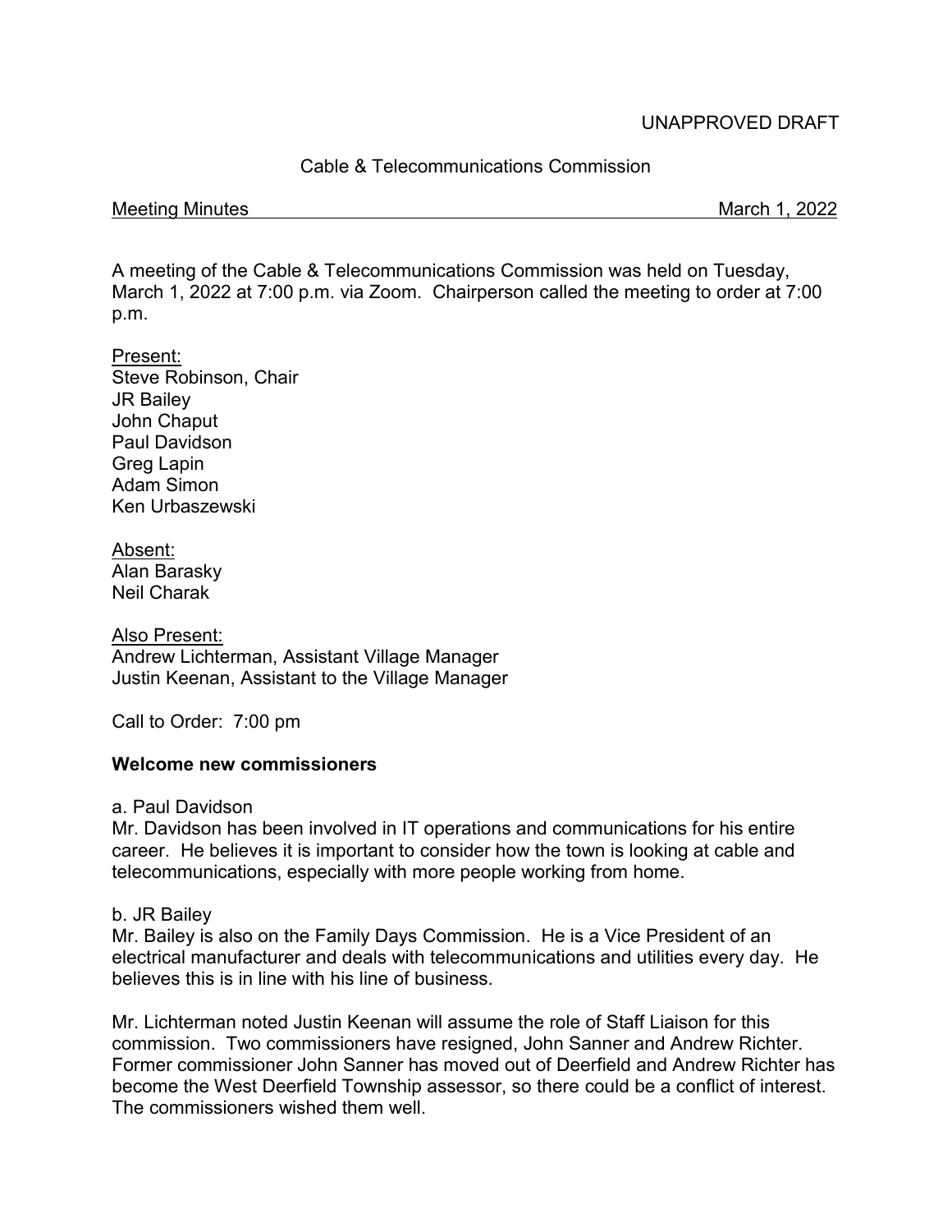UNAPPROVED DRAFT

Cable & Telecommunications Commission

Meeting Minutes March 1, 2022

A meeting of the Cable & Telecommunications Commission was held on Tuesday, March 1, 2022 at 7:00 p.m. via Zoom. Chairperson called the meeting to order at 7:00 p.m.

Present:
Steve Robinson, Chair
JR Bailey
John Chaput
Paul Davidson
Greg Lapin
Adam Simon
Ken Urbaszewski

Absent:
Alan Barasky
Neil Charak

Also Present:
Andrew Lichterman, Assistant Village Manager
Justin Keenan, Assistant to the Village Manager

Call to Order: 7:00 pm

**Welcome new commissioners**

a. Paul Davidson
Mr. Davidson has been involved in IT operations and communications for his entire career. He believes it is important to consider how the town is looking at cable and telecommunications, especially with more people working from home.

b. JR Bailey
Mr. Bailey is also on the Family Days Commission. He is a Vice President of an electrical manufacturer and deals with telecommunications and utilities every day. He believes this is in line with his line of business.

Mr. Lichterman noted Justin Keenan will assume the role of Staff Liaison for this commission. Two commissioners have resigned, John Sanner and Andrew Richter. Former commissioner John Sanner has moved out of Deerfield and Andrew Richter has become the West Deerfield Township assessor, so there could be a conflict of interest. The commissioners wished them well.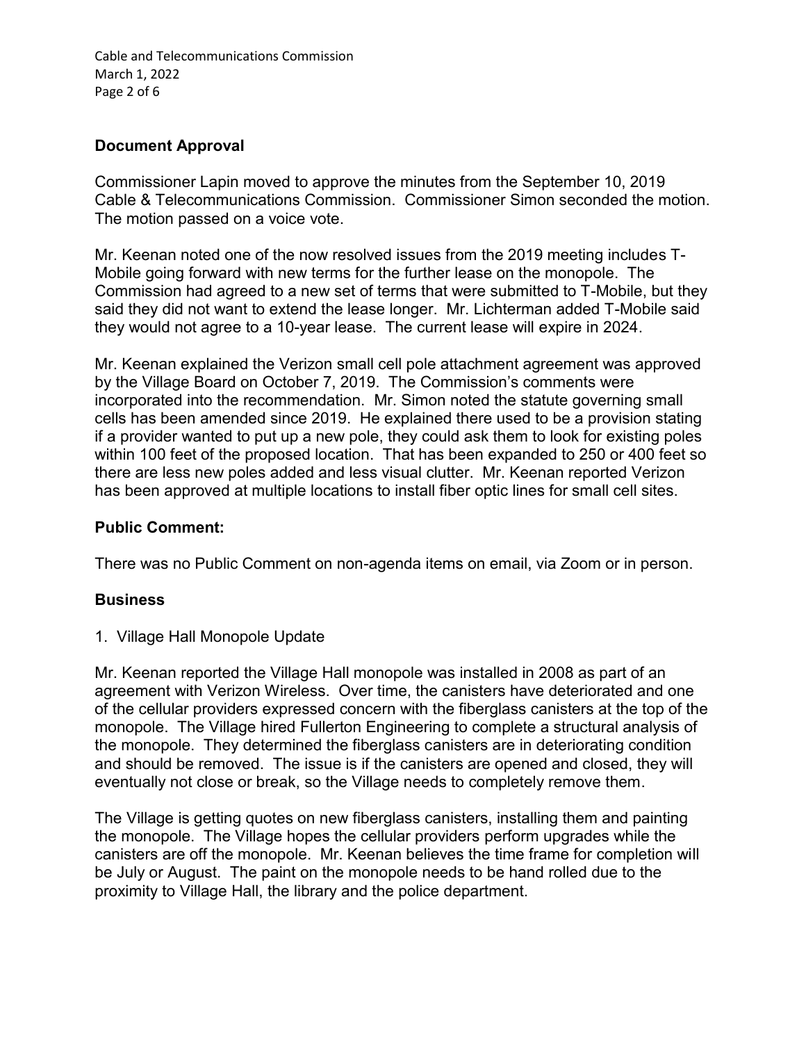## Document Approval

Commissioner Lapin moved to approve the minutes from the September 10, 2019 Cable & Telecommunications Commission. Commissioner Simon seconded the motion. The motion passed on a voice vote.

Mr. Keenan noted one of the now resolved issues from the 2019 meeting includes T-Mobile going forward with new terms for the further lease on the monopole. The Commission had agreed to a new set of terms that were submitted to T-Mobile, but they said they did not want to extend the lease longer. Mr. Lichterman added T-Mobile said they would not agree to a 10-year lease. The current lease will expire in 2024.

Mr. Keenan explained the Verizon small cell pole attachment agreement was approved by the Village Board on October 7, 2019. The Commission's comments were incorporated into the recommendation. Mr. Simon noted the statute governing small cells has been amended since 2019. He explained there used to be a provision stating if a provider wanted to put up a new pole, they could ask them to look for existing poles within 100 feet of the proposed location. That has been expanded to 250 or 400 feet so there are less new poles added and less visual clutter. Mr. Keenan reported Verizon has been approved at multiple locations to install fiber optic lines for small cell sites.

## Public Comment:

There was no Public Comment on non-agenda items on email, via Zoom or in person.

## Business

1. Village Hall Monopole Update

Mr. Keenan reported the Village Hall monopole was installed in 2008 as part of an agreement with Verizon Wireless. Over time, the canisters have deteriorated and one of the cellular providers expressed concern with the fiberglass canisters at the top of the monopole. The Village hired Fullerton Engineering to complete a structural analysis of the monopole. They determined the fiberglass canisters are in deteriorating condition and should be removed. The issue is if the canisters are opened and closed, they will eventually not close or break, so the Village needs to completely remove them.

The Village is getting quotes on new fiberglass canisters, installing them and painting the monopole. The Village hopes the cellular providers perform upgrades while the canisters are off the monopole. Mr. Keenan believes the time frame for completion will be July or August. The paint on the monopole needs to be hand rolled due to the proximity to Village Hall, the library and the police department.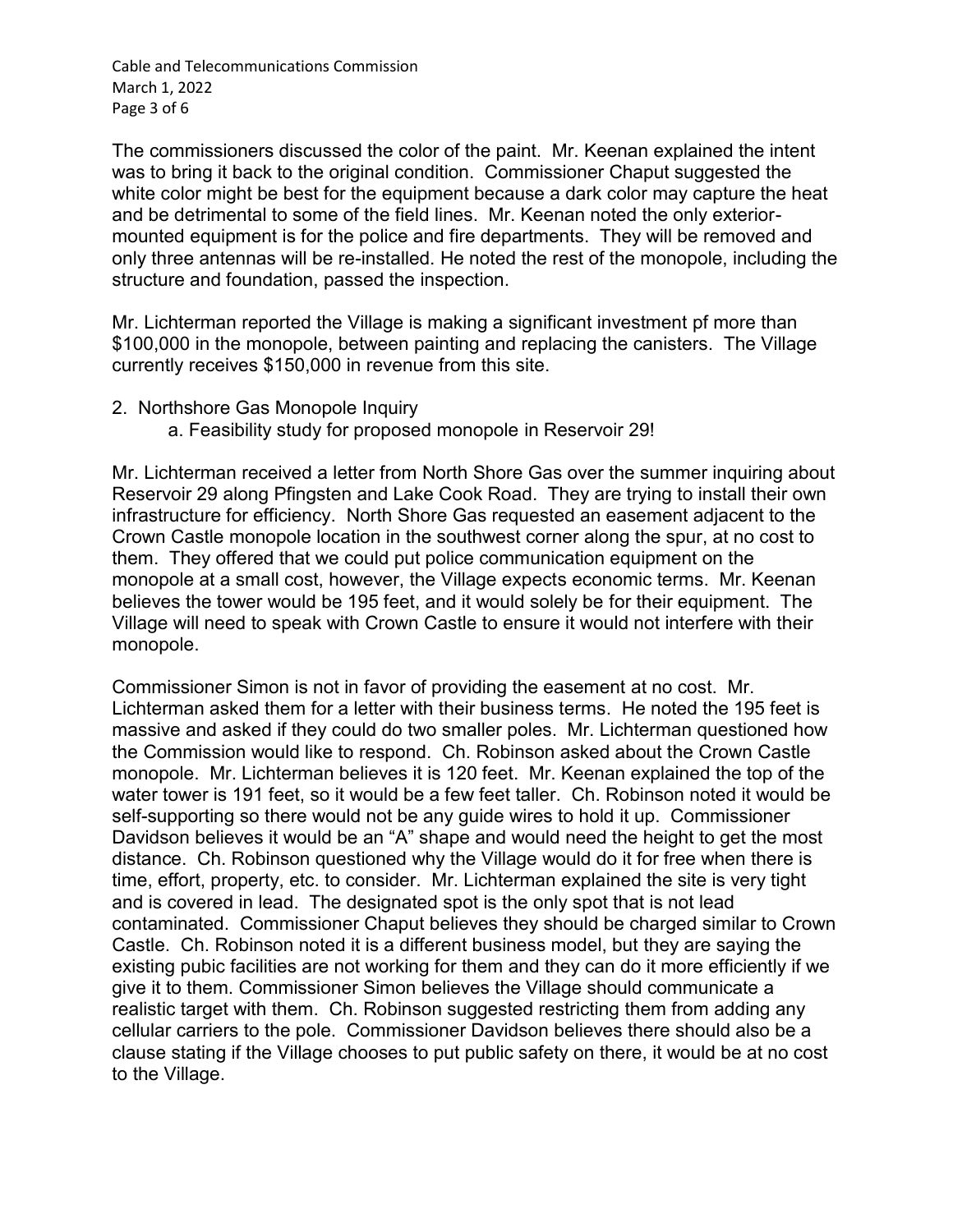The commissioners discussed the color of the paint. Mr. Keenan explained the intent was to bring it back to the original condition. Commissioner Chaput suggested the white color might be best for the equipment because a dark color may capture the heat and be detrimental to some of the field lines. Mr. Keenan noted the only exterior-mounted equipment is for the police and fire departments. They will be removed and only three antennas will be re-installed. He noted the rest of the monopole, including the structure and foundation, passed the inspection.

Mr. Lichterman reported the Village is making a significant investment pf more than $100,000 in the monopole, between painting and replacing the canisters. The Village currently receives $150,000 in revenue from this site.

2. Northshore Gas Monopole Inquiry
   a. Feasibility study for proposed monopole in Reservoir 29!

Mr. Lichterman received a letter from North Shore Gas over the summer inquiring about Reservoir 29 along Pfingsten and Lake Cook Road. They are trying to install their own infrastructure for efficiency. North Shore Gas requested an easement adjacent to the Crown Castle monopole location in the southwest corner along the spur, at no cost to them. They offered that we could put police communication equipment on the monopole at a small cost, however, the Village expects economic terms. Mr. Keenan believes the tower would be 195 feet, and it would solely be for their equipment. The Village will need to speak with Crown Castle to ensure it would not interfere with their monopole.

Commissioner Simon is not in favor of providing the easement at no cost. Mr. Lichterman asked them for a letter with their business terms. He noted the 195 feet is massive and asked if they could do two smaller poles. Mr. Lichterman questioned how the Commission would like to respond. Ch. Robinson asked about the Crown Castle monopole. Mr. Lichterman believes it is 120 feet. Mr. Keenan explained the top of the water tower is 191 feet, so it would be a few feet taller. Ch. Robinson noted it would be self-supporting so there would not be any guide wires to hold it up. Commissioner Davidson believes it would be an "A" shape and would need the height to get the most distance. Ch. Robinson questioned why the Village would do it for free when there is time, effort, property, etc. to consider. Mr. Lichterman explained the site is very tight and is covered in lead. The designated spot is the only spot that is not lead contaminated. Commissioner Chaput believes they should be charged similar to Crown Castle. Ch. Robinson noted it is a different business model, but they are saying the existing pubic facilities are not working for them and they can do it more efficiently if we give it to them. Commissioner Simon believes the Village should communicate a realistic target with them. Ch. Robinson suggested restricting them from adding any cellular carriers to the pole. Commissioner Davidson believes there should also be a clause stating if the Village chooses to put public safety on there, it would be at no cost to the Village.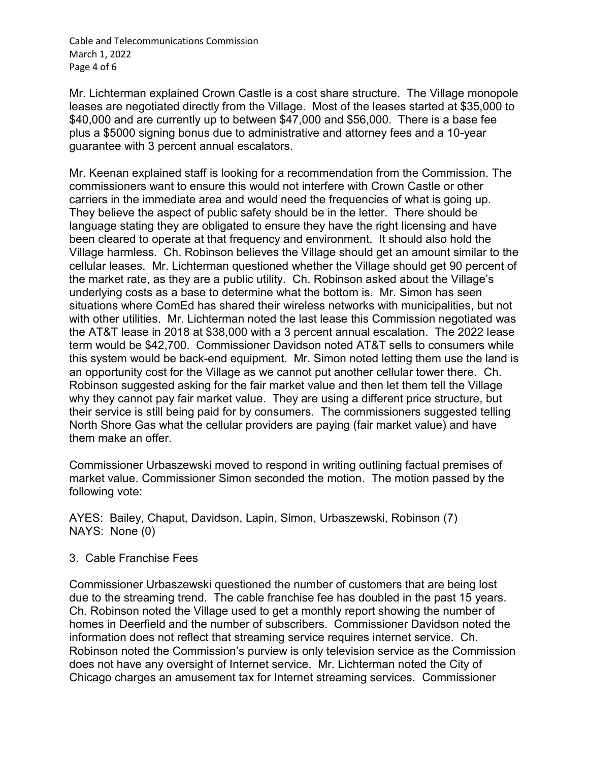Mr. Lichterman explained Crown Castle is a cost share structure. The Village monopole leases are negotiated directly from the Village. Most of the leases started at $35,000 to $40,000 and are currently up to between $47,000 and $56,000. There is a base fee plus a $5000 signing bonus due to administrative and attorney fees and a 10-year guarantee with 3 percent annual escalators.

Mr. Keenan explained staff is looking for a recommendation from the Commission. The commissioners want to ensure this would not interfere with Crown Castle or other carriers in the immediate area and would need the frequencies of what is going up. They believe the aspect of public safety should be in the letter. There should be language stating they are obligated to ensure they have the right licensing and have been cleared to operate at that frequency and environment. It should also hold the Village harmless. Ch. Robinson believes the Village should get an amount similar to the cellular leases. Mr. Lichterman questioned whether the Village should get 90 percent of the market rate, as they are a public utility. Ch. Robinson asked about the Village's underlying costs as a base to determine what the bottom is. Mr. Simon has seen situations where ComEd has shared their wireless networks with municipalities, but not with other utilities. Mr. Lichterman noted the last lease this Commission negotiated was the AT&T lease in 2018 at $38,000 with a 3 percent annual escalation. The 2022 lease term would be $42,700. Commissioner Davidson noted AT&T sells to consumers while this system would be back-end equipment. Mr. Simon noted letting them use the land is an opportunity cost for the Village as we cannot put another cellular tower there. Ch. Robinson suggested asking for the fair market value and then let them tell the Village why they cannot pay fair market value. They are using a different price structure, but their service is still being paid for by consumers. The commissioners suggested telling North Shore Gas what the cellular providers are paying (fair market value) and have them make an offer.

Commissioner Urbaszewski moved to respond in writing outlining factual premises of market value. Commissioner Simon seconded the motion. The motion passed by the following vote:

AYES: Bailey, Chaput, Davidson, Lapin, Simon, Urbaszewski, Robinson (7)
NAYS: None (0)

3. Cable Franchise Fees

Commissioner Urbaszewski questioned the number of customers that are being lost due to the streaming trend. The cable franchise fee has doubled in the past 15 years. Ch. Robinson noted the Village used to get a monthly report showing the number of homes in Deerfield and the number of subscribers. Commissioner Davidson noted the information does not reflect that streaming service requires internet service. Ch. Robinson noted the Commission's purview is only television service as the Commission does not have any oversight of Internet service. Mr. Lichterman noted the City of Chicago charges an amusement tax for Internet streaming services. Commissioner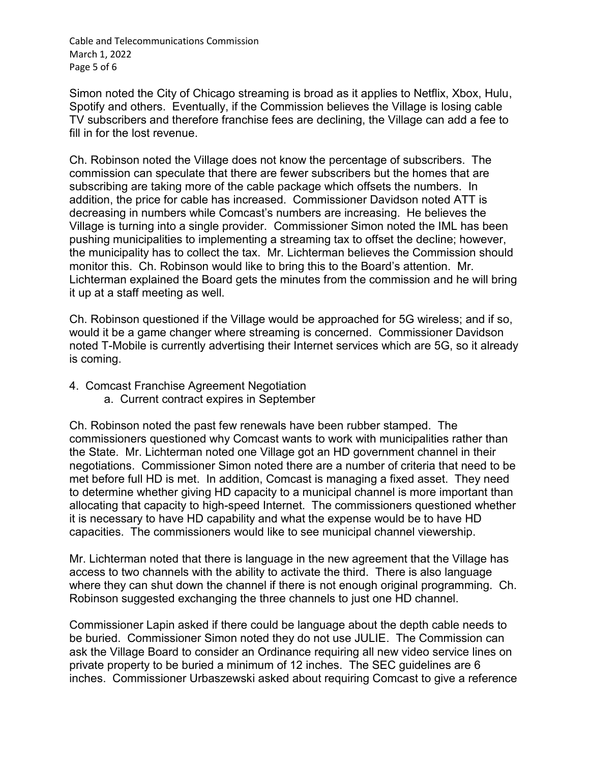Simon noted the City of Chicago streaming is broad as it applies to Netflix, Xbox, Hulu, Spotify and others. Eventually, if the Commission believes the Village is losing cable TV subscribers and therefore franchise fees are declining, the Village can add a fee to fill in for the lost revenue.

Ch. Robinson noted the Village does not know the percentage of subscribers. The commission can speculate that there are fewer subscribers but the homes that are subscribing are taking more of the cable package which offsets the numbers. In addition, the price for cable has increased. Commissioner Davidson noted ATT is decreasing in numbers while Comcast's numbers are increasing. He believes the Village is turning into a single provider. Commissioner Simon noted the IML has been pushing municipalities to implementing a streaming tax to offset the decline; however, the municipality has to collect the tax. Mr. Lichterman believes the Commission should monitor this. Ch. Robinson would like to bring this to the Board's attention. Mr. Lichterman explained the Board gets the minutes from the commission and he will bring it up at a staff meeting as well.

Ch. Robinson questioned if the Village would be approached for 5G wireless; and if so, would it be a game changer where streaming is concerned. Commissioner Davidson noted T-Mobile is currently advertising their Internet services which are 5G, so it already is coming.

4. Comcast Franchise Agreement Negotiation
    a. Current contract expires in September

Ch. Robinson noted the past few renewals have been rubber stamped. The commissioners questioned why Comcast wants to work with municipalities rather than the State. Mr. Lichterman noted one Village got an HD government channel in their negotiations. Commissioner Simon noted there are a number of criteria that need to be met before full HD is met. In addition, Comcast is managing a fixed asset. They need to determine whether giving HD capacity to a municipal channel is more important than allocating that capacity to high-speed Internet. The commissioners questioned whether it is necessary to have HD capability and what the expense would be to have HD capacities. The commissioners would like to see municipal channel viewership.

Mr. Lichterman noted that there is language in the new agreement that the Village has access to two channels with the ability to activate the third. There is also language where they can shut down the channel if there is not enough original programming. Ch. Robinson suggested exchanging the three channels to just one HD channel.

Commissioner Lapin asked if there could be language about the depth cable needs to be buried. Commissioner Simon noted they do not use JULIE. The Commission can ask the Village Board to consider an Ordinance requiring all new video service lines on private property to be buried a minimum of 12 inches. The SEC guidelines are 6 inches. Commissioner Urbaszewski asked about requiring Comcast to give a reference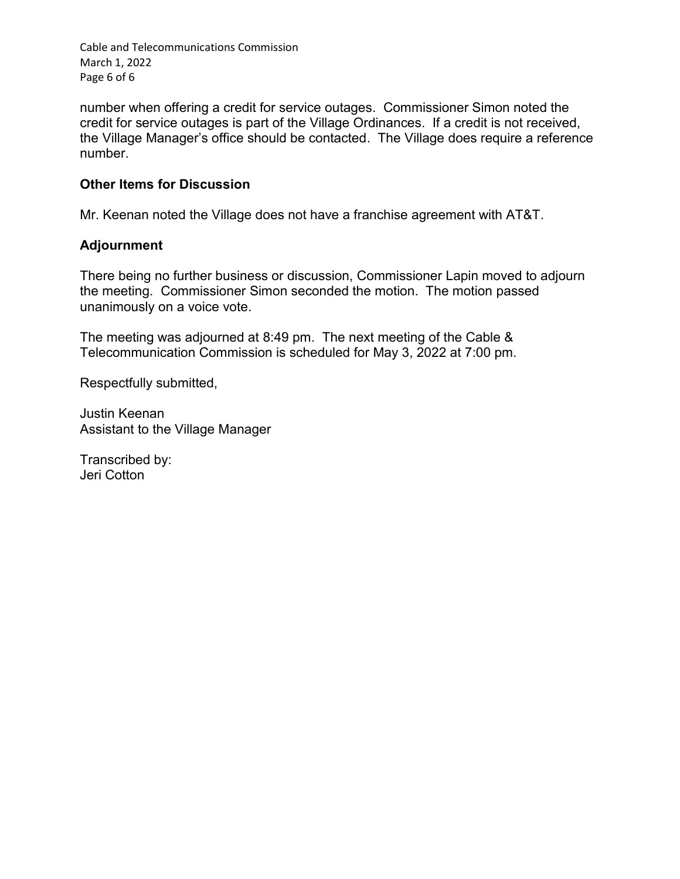number when offering a credit for service outages. Commissioner Simon noted the credit for service outages is part of the Village Ordinances. If a credit is not received, the Village Manager's office should be contacted. The Village does require a reference number.

## Other Items for Discussion

Mr. Keenan noted the Village does not have a franchise agreement with AT&T.

## Adjournment

There being no further business or discussion, Commissioner Lapin moved to adjourn the meeting. Commissioner Simon seconded the motion. The motion passed unanimously on a voice vote.

The meeting was adjourned at 8:49 pm. The next meeting of the Cable & Telecommunication Commission is scheduled for May 3, 2022 at 7:00 pm.

Respectfully submitted,

Justin Keenan
Assistant to the Village Manager

Transcribed by:
Jeri Cotton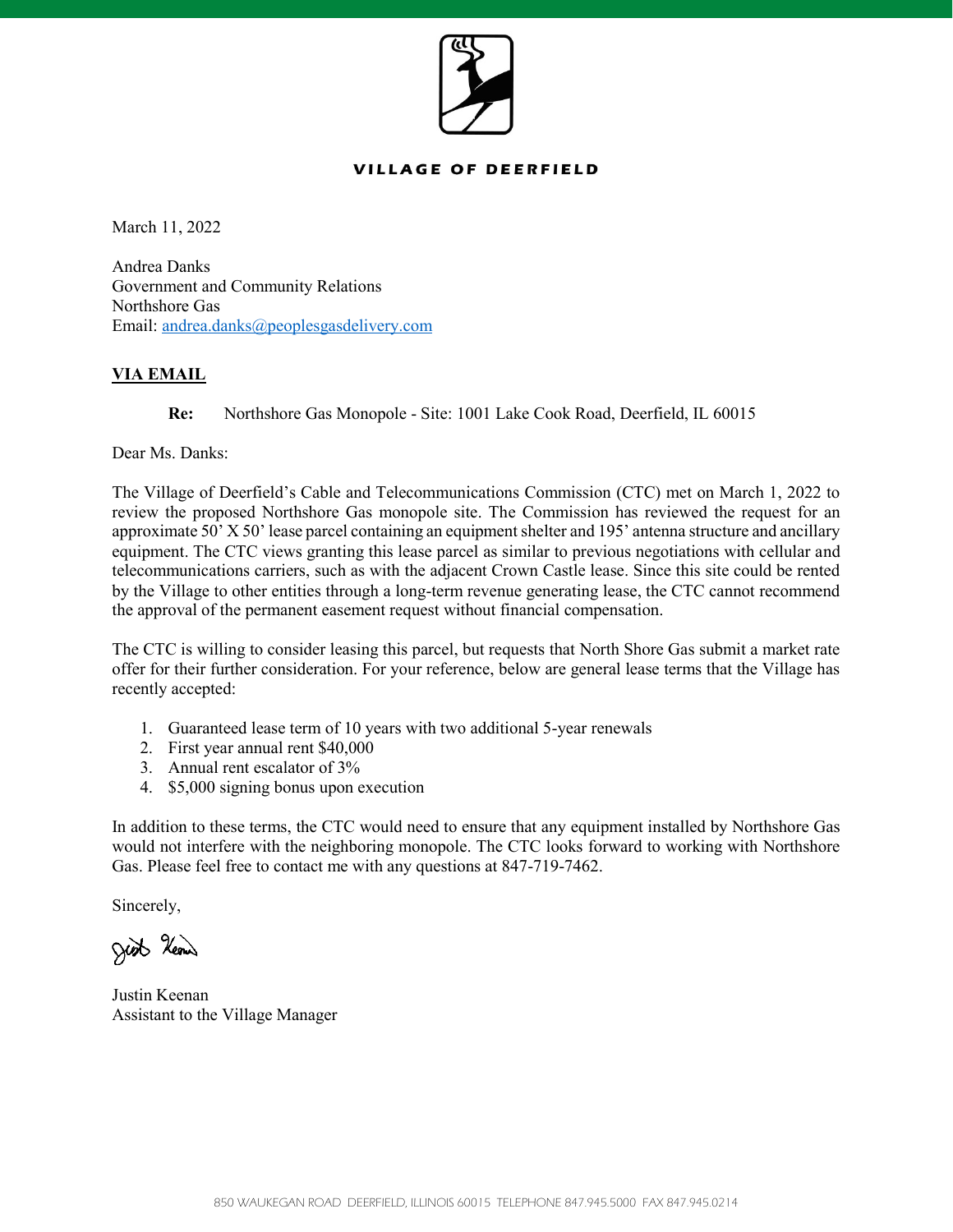**VILLAGE OF DEERFIELD**

March 11, 2022

Andrea Danks
Government and Community Relations
Northshore Gas
Email: andrea.danks@peoplesgasdelivery.com

**VIA EMAIL**

**Re:** Northshore Gas Monopole - Site: 1001 Lake Cook Road, Deerfield, IL 60015

Dear Ms. Danks:

The Village of Deerfield's Cable and Telecommunications Commission (CTC) met on March 1, 2022 to review the proposed Northshore Gas monopole site. The Commission has reviewed the request for an approximate 50' X 50' lease parcel containing an equipment shelter and 195' antenna structure and ancillary equipment. The CTC views granting this lease parcel as similar to previous negotiations with cellular and telecommunications carriers, such as with the adjacent Crown Castle lease. Since this site could be rented by the Village to other entities through a long-term revenue generating lease, the CTC cannot recommend the approval of the permanent easement request without financial compensation.

The CTC is willing to consider leasing this parcel, but requests that North Shore Gas submit a market rate offer for their further consideration. For your reference, below are general lease terms that the Village has recently accepted:

1. Guaranteed lease term of 10 years with two additional 5-year renewals
2. First year annual rent $40,000
3. Annual rent escalator of 3%
4. $5,000 signing bonus upon execution

In addition to these terms, the CTC would need to ensure that any equipment installed by Northshore Gas would not interfere with the neighboring monopole. The CTC looks forward to working with Northshore Gas. Please feel free to contact me with any questions at 847-719-7462.

Sincerely,

Justin Keenan
Assistant to the Village Manager

850 WAUKEGAN ROAD DEERFIELD, ILLINOIS 60015 TELEPHONE 847.945.5000 FAX 847.945.0214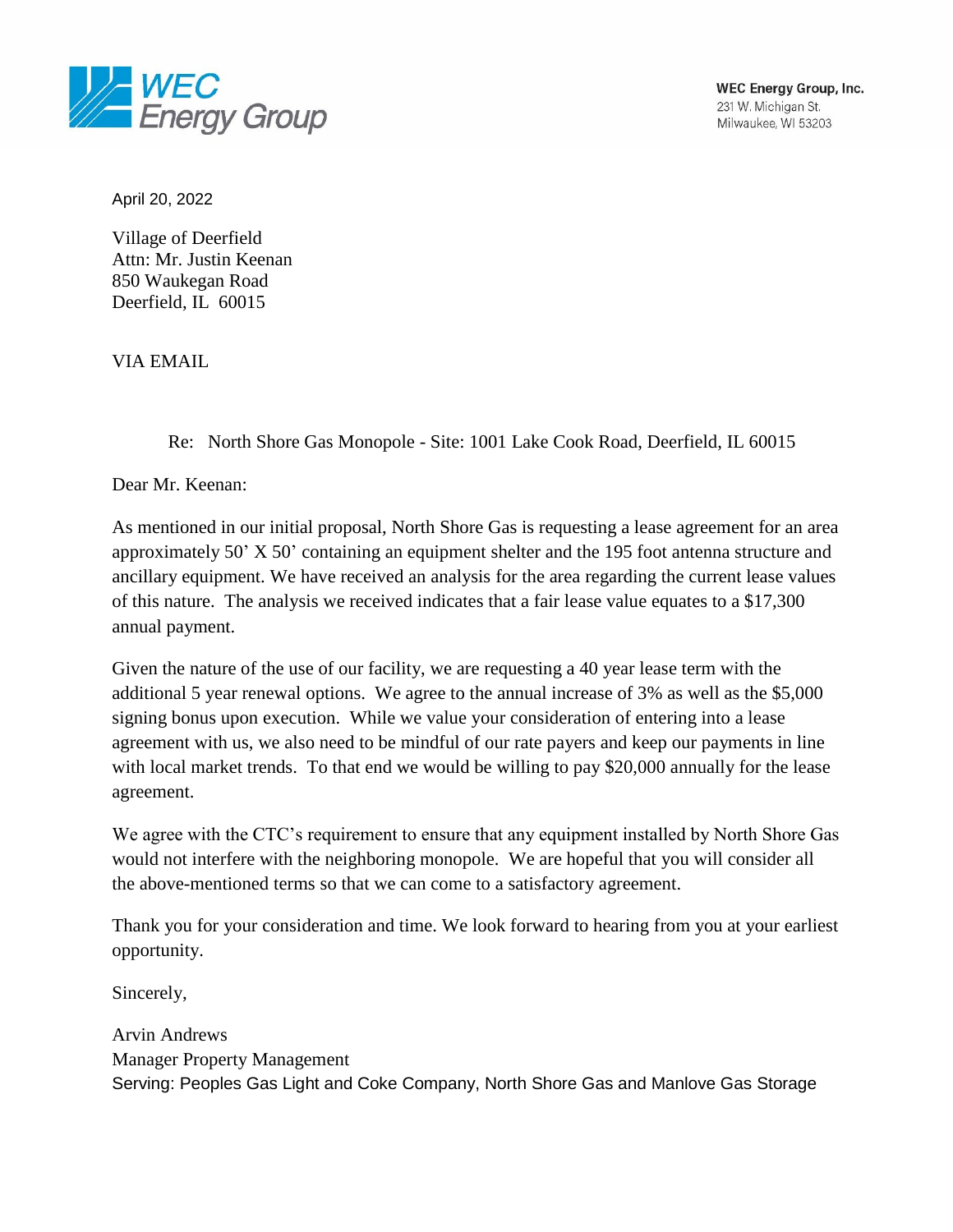**WEC Energy Group**

**WEC Energy Group, Inc.**
231 W. Michigan St.
Milwaukee, WI 53203

April 20, 2022

Village of Deerfield
Attn: Mr. Justin Keenan
850 Waukegan Road
Deerfield, IL 60015

VIA EMAIL

Re: North Shore Gas Monopole - Site: 1001 Lake Cook Road, Deerfield, IL 60015

Dear Mr. Keenan:

As mentioned in our initial proposal, North Shore Gas is requesting a lease agreement for an area approximately 50' X 50' containing an equipment shelter and the 195 foot antenna structure and ancillary equipment. We have received an analysis for the area regarding the current lease values of this nature. The analysis we received indicates that a fair lease value equates to a $17,300 annual payment.

Given the nature of the use of our facility, we are requesting a 40 year lease term with the additional 5 year renewal options. We agree to the annual increase of 3% as well as the $5,000 signing bonus upon execution. While we value your consideration of entering into a lease agreement with us, we also need to be mindful of our rate payers and keep our payments in line with local market trends. To that end we would be willing to pay $20,000 annually for the lease agreement.

We agree with the CTC's requirement to ensure that any equipment installed by North Shore Gas would not interfere with the neighboring monopole. We are hopeful that you will consider all the above-mentioned terms so that we can come to a satisfactory agreement.

Thank you for your consideration and time. We look forward to hearing from you at your earliest opportunity.

Sincerely,

Arvin Andrews
Manager Property Management
Serving: Peoples Gas Light and Coke Company, North Shore Gas and Manlove Gas Storage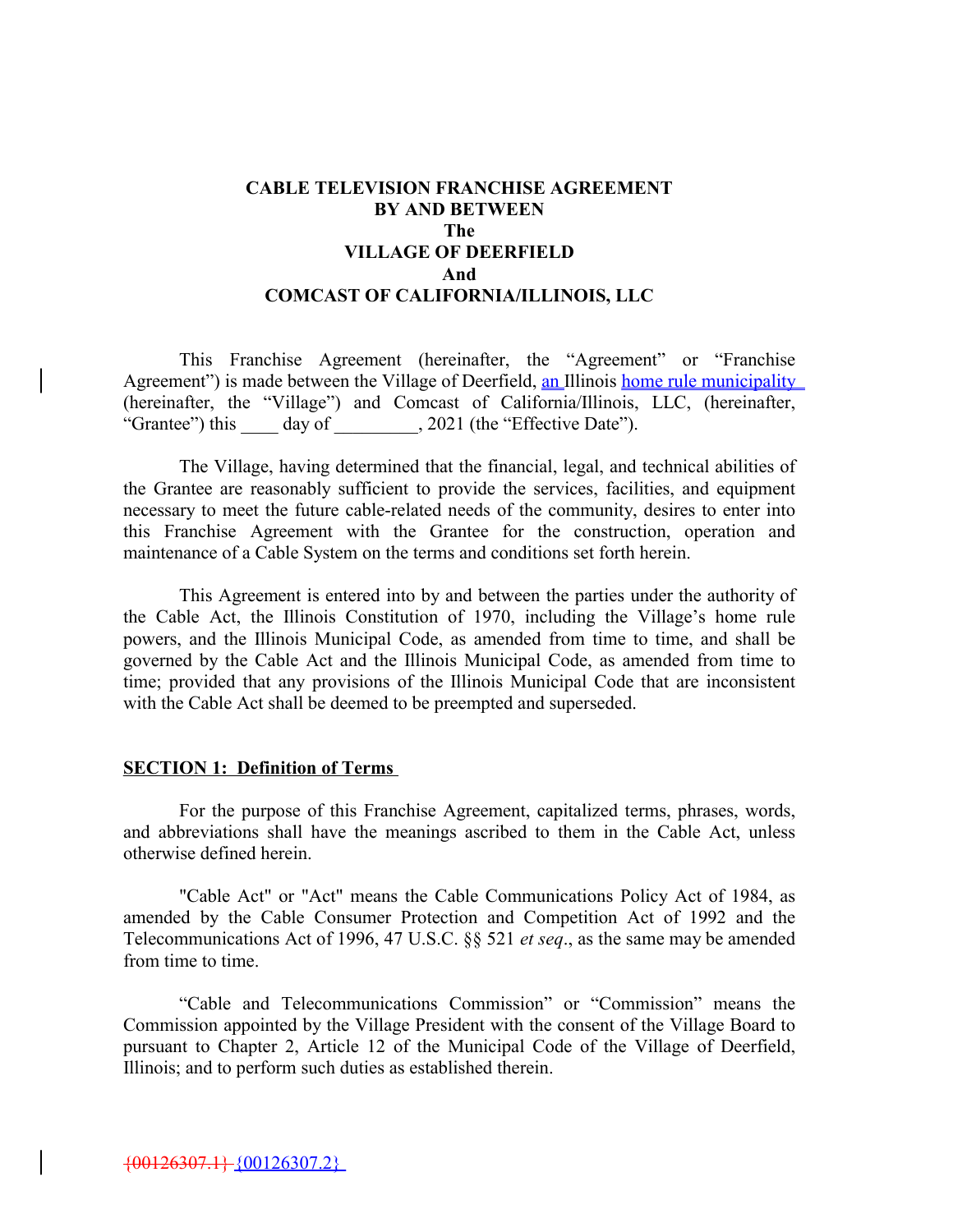**CABLE TELEVISION FRANCHISE AGREEMENT**
**BY AND BETWEEN**
**The**
**VILLAGE OF DEERFIELD**
**And**
**COMCAST OF CALIFORNIA/ILLINOIS, LLC**

This Franchise Agreement (hereinafter, the "Agreement" or "Franchise Agreement") is made between the Village of Deerfield, an Illinois home rule municipality (hereinafter, the "Village") and Comcast of California/Illinois, LLC, (hereinafter, "Grantee") this ____ day of _________, 2021 (the "Effective Date").

The Village, having determined that the financial, legal, and technical abilities of the Grantee are reasonably sufficient to provide the services, facilities, and equipment necessary to meet the future cable-related needs of the community, desires to enter into this Franchise Agreement with the Grantee for the construction, operation and maintenance of a Cable System on the terms and conditions set forth herein.

This Agreement is entered into by and between the parties under the authority of the Cable Act, the Illinois Constitution of 1970, including the Village's home rule powers, and the Illinois Municipal Code, as amended from time to time, and shall be governed by the Cable Act and the Illinois Municipal Code, as amended from time to time; provided that any provisions of the Illinois Municipal Code that are inconsistent with the Cable Act shall be deemed to be preempted and superseded.

**SECTION 1: Definition of Terms**

For the purpose of this Franchise Agreement, capitalized terms, phrases, words, and abbreviations shall have the meanings ascribed to them in the Cable Act, unless otherwise defined herein.

"Cable Act" or "Act" means the Cable Communications Policy Act of 1984, as amended by the Cable Consumer Protection and Competition Act of 1992 and the Telecommunications Act of 1996, 47 U.S.C. §§ 521 *et seq*., as the same may be amended from time to time.

"Cable and Telecommunications Commission" or "Commission" means the Commission appointed by the Village President with the consent of the Village Board to pursuant to Chapter 2, Article 12 of the Municipal Code of the Village of Deerfield, Illinois; and to perform such duties as established therein.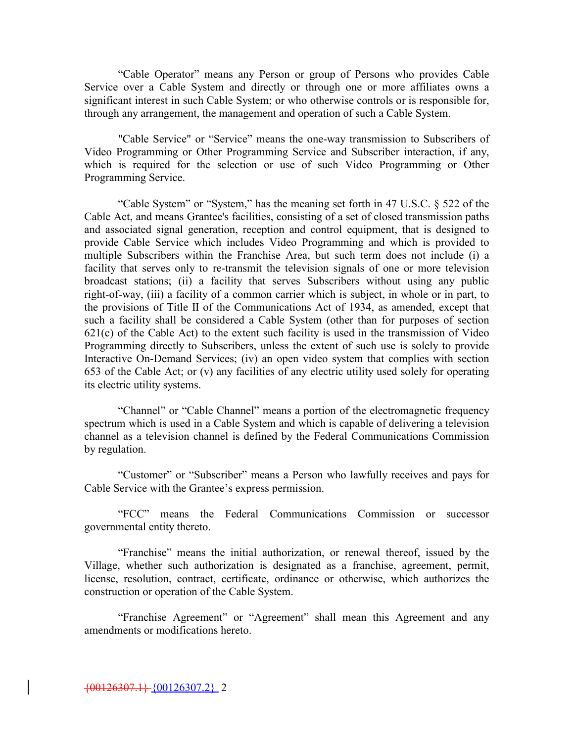"Cable Operator" means any Person or group of Persons who provides Cable Service over a Cable System and directly or through one or more affiliates owns a significant interest in such Cable System; or who otherwise controls or is responsible for, through any arrangement, the management and operation of such a Cable System.

"Cable Service" or "Service" means the one-way transmission to Subscribers of Video Programming or Other Programming Service and Subscriber interaction, if any, which is required for the selection or use of such Video Programming or Other Programming Service.

"Cable System" or "System," has the meaning set forth in 47 U.S.C. § 522 of the Cable Act, and means Grantee's facilities, consisting of a set of closed transmission paths and associated signal generation, reception and control equipment, that is designed to provide Cable Service which includes Video Programming and which is provided to multiple Subscribers within the Franchise Area, but such term does not include (i) a facility that serves only to re-transmit the television signals of one or more television broadcast stations; (ii) a facility that serves Subscribers without using any public right-of-way, (iii) a facility of a common carrier which is subject, in whole or in part, to the provisions of Title II of the Communications Act of 1934, as amended, except that such a facility shall be considered a Cable System (other than for purposes of section 621(c) of the Cable Act) to the extent such facility is used in the transmission of Video Programming directly to Subscribers, unless the extent of such use is solely to provide Interactive On-Demand Services; (iv) an open video system that complies with section 653 of the Cable Act; or (v) any facilities of any electric utility used solely for operating its electric utility systems.

"Channel" or "Cable Channel" means a portion of the electromagnetic frequency spectrum which is used in a Cable System and which is capable of delivering a television channel as a television channel is defined by the Federal Communications Commission by regulation.

"Customer" or "Subscriber" means a Person who lawfully receives and pays for Cable Service with the Grantee's express permission.

"FCC" means the Federal Communications Commission or successor governmental entity thereto.

"Franchise" means the initial authorization, or renewal thereof, issued by the Village, whether such authorization is designated as a franchise, agreement, permit, license, resolution, contract, certificate, ordinance or otherwise, which authorizes the construction or operation of the Cable System.

"Franchise Agreement" or "Agreement" shall mean this Agreement and any amendments or modifications hereto.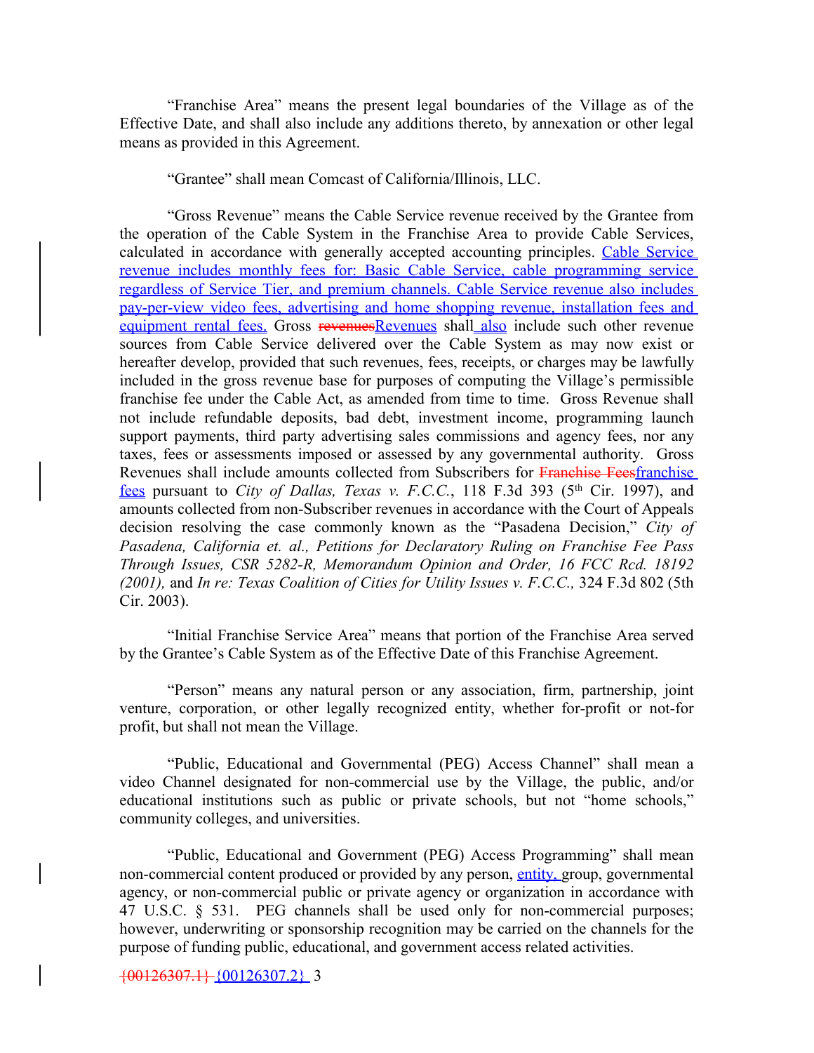"Franchise Area" means the present legal boundaries of the Village as of the Effective Date, and shall also include any additions thereto, by annexation or other legal means as provided in this Agreement.

"Grantee" shall mean Comcast of California/Illinois, LLC.

"Gross Revenue" means the Cable Service revenue received by the Grantee from the operation of the Cable System in the Franchise Area to provide Cable Services, calculated in accordance with generally accepted accounting principles. Cable Service revenue includes monthly fees for: Basic Cable Service, cable programming service regardless of Service Tier, and premium channels. Cable Service revenue also includes pay-per-view video fees, advertising and home shopping revenue, installation fees and equipment rental fees. Gross ~~revenues~~Revenues shall also include such other revenue sources from Cable Service delivered over the Cable System as may now exist or hereafter develop, provided that such revenues, fees, receipts, or charges may be lawfully included in the gross revenue base for purposes of computing the Village's permissible franchise fee under the Cable Act, as amended from time to time. Gross Revenue shall not include refundable deposits, bad debt, investment income, programming launch support payments, third party advertising sales commissions and agency fees, nor any taxes, fees or assessments imposed or assessed by any governmental authority. Gross Revenues shall include amounts collected from Subscribers for ~~Franchise Fees~~franchise fees pursuant to *City of Dallas, Texas v. F.C.C.*, 118 F.3d 393 (5th Cir. 1997), and amounts collected from non-Subscriber revenues in accordance with the Court of Appeals decision resolving the case commonly known as the "Pasadena Decision," *City of Pasadena, California et. al., Petitions for Declaratory Ruling on Franchise Fee Pass Through Issues, CSR 5282-R, Memorandum Opinion and Order, 16 FCC Rcd. 18192 (2001),* and *In re: Texas Coalition of Cities for Utility Issues v. F.C.C.,* 324 F.3d 802 (5th Cir. 2003).

"Initial Franchise Service Area" means that portion of the Franchise Area served by the Grantee's Cable System as of the Effective Date of this Franchise Agreement.

"Person" means any natural person or any association, firm, partnership, joint venture, corporation, or other legally recognized entity, whether for-profit or not-for profit, but shall not mean the Village.

"Public, Educational and Governmental (PEG) Access Channel" shall mean a video Channel designated for non-commercial use by the Village, the public, and/or educational institutions such as public or private schools, but not "home schools," community colleges, and universities.

"Public, Educational and Government (PEG) Access Programming" shall mean non-commercial content produced or provided by any person, entity, group, governmental agency, or non-commercial public or private agency or organization in accordance with 47 U.S.C. § 531. PEG channels shall be used only for non-commercial purposes; however, underwriting or sponsorship recognition may be carried on the channels for the purpose of funding public, educational, and government access related activities.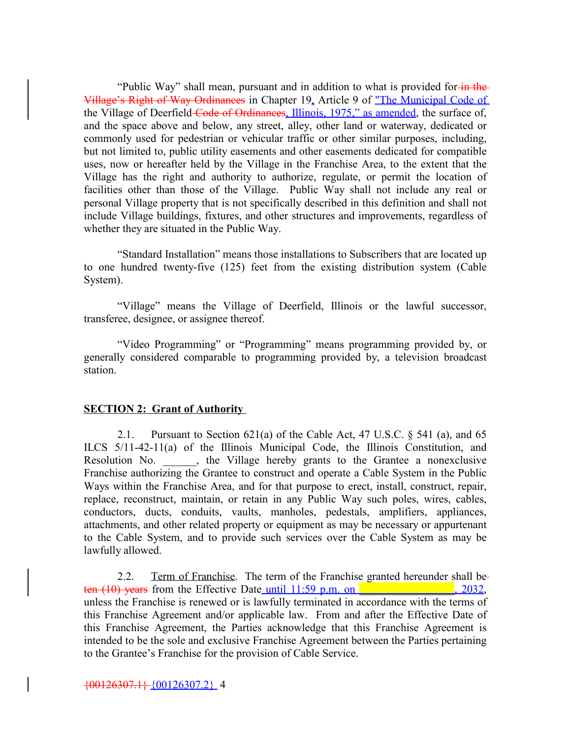"Public Way" shall mean, pursuant and in addition to what is provided for in the Village's Right of Way Ordinances in Chapter 19, Article 9 of "The Municipal Code of the Village of Deerfield Code of Ordinances, Illinois, 1975," as amended, the surface of, and the space above and below, any street, alley, other land or waterway, dedicated or commonly used for pedestrian or vehicular traffic or other similar purposes, including, but not limited to, public utility easements and other easements dedicated for compatible uses, now or hereafter held by the Village in the Franchise Area, to the extent that the Village has the right and authority to authorize, regulate, or permit the location of facilities other than those of the Village. Public Way shall not include any real or personal Village property that is not specifically described in this definition and shall not include Village buildings, fixtures, and other structures and improvements, regardless of whether they are situated in the Public Way.

"Standard Installation" means those installations to Subscribers that are located up to one hundred twenty-five (125) feet from the existing distribution system (Cable System).

"Village" means the Village of Deerfield, Illinois or the lawful successor, transferee, designee, or assignee thereof.

"Video Programming" or "Programming" means programming provided by, or generally considered comparable to programming provided by, a television broadcast station.

**SECTION 2: Grant of Authority**

2.1. Pursuant to Section 621(a) of the Cable Act, 47 U.S.C. § 541 (a), and 65 ILCS 5/11-42-11(a) of the Illinois Municipal Code, the Illinois Constitution, and Resolution No. ______, the Village hereby grants to the Grantee a nonexclusive Franchise authorizing the Grantee to construct and operate a Cable System in the Public Ways within the Franchise Area, and for that purpose to erect, install, construct, repair, replace, reconstruct, maintain, or retain in any Public Way such poles, wires, cables, conductors, ducts, conduits, vaults, manholes, pedestals, amplifiers, appliances, attachments, and other related property or equipment as may be necessary or appurtenant to the Cable System, and to provide such services over the Cable System as may be lawfully allowed.

2.2. Term of Franchise. The term of the Franchise granted hereunder shall be ten (10) years from the Effective Date until 11:59 p.m. on ________________, 2032, unless the Franchise is renewed or is lawfully terminated in accordance with the terms of this Franchise Agreement and/or applicable law. From and after the Effective Date of this Franchise Agreement, the Parties acknowledge that this Franchise Agreement is intended to be the sole and exclusive Franchise Agreement between the Parties pertaining to the Grantee's Franchise for the provision of Cable Service.

{00126307.1} {00126307.2}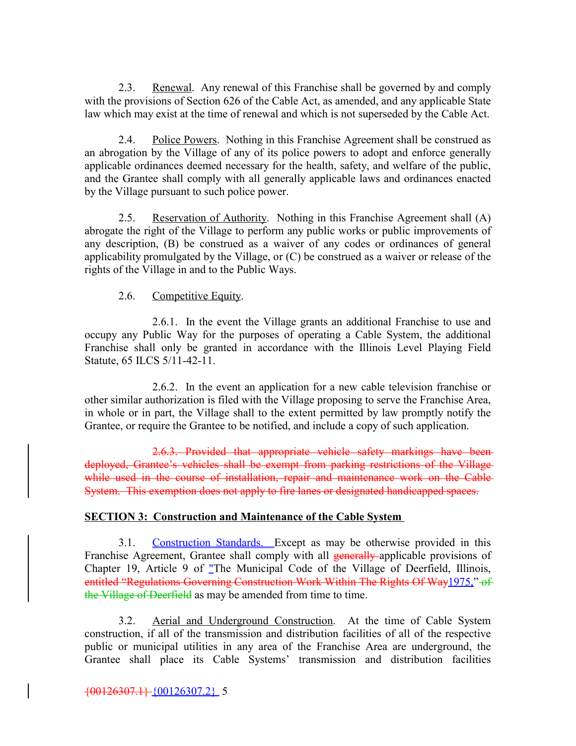2.3. Renewal. Any renewal of this Franchise shall be governed by and comply with the provisions of Section 626 of the Cable Act, as amended, and any applicable State law which may exist at the time of renewal and which is not superseded by the Cable Act.

2.4. Police Powers. Nothing in this Franchise Agreement shall be construed as an abrogation by the Village of any of its police powers to adopt and enforce generally applicable ordinances deemed necessary for the health, safety, and welfare of the public, and the Grantee shall comply with all generally applicable laws and ordinances enacted by the Village pursuant to such police power.

2.5. Reservation of Authority. Nothing in this Franchise Agreement shall (A) abrogate the right of the Village to perform any public works or public improvements of any description, (B) be construed as a waiver of any codes or ordinances of general applicability promulgated by the Village, or (C) be construed as a waiver or release of the rights of the Village in and to the Public Ways.

2.6. Competitive Equity.

2.6.1. In the event the Village grants an additional Franchise to use and occupy any Public Way for the purposes of operating a Cable System, the additional Franchise shall only be granted in accordance with the Illinois Level Playing Field Statute, 65 ILCS 5/11-42-11.

2.6.2. In the event an application for a new cable television franchise or other similar authorization is filed with the Village proposing to serve the Franchise Area, in whole or in part, the Village shall to the extent permitted by law promptly notify the Grantee, or require the Grantee to be notified, and include a copy of such application.

~~2.6.3. Provided that appropriate vehicle safety markings have been deployed, Grantee's vehicles shall be exempt from parking restrictions of the Village while used in the course of installation, repair and maintenance work on the Cable System. This exemption does not apply to fire lanes or designated handicapped spaces.~~

## SECTION 3: Construction and Maintenance of the Cable System

3.1. Construction Standards. Except as may be otherwise provided in this Franchise Agreement, Grantee shall comply with all ~~generally~~ applicable provisions of Chapter 19, Article 9 of "The Municipal Code of the Village of Deerfield, Illinois, ~~entitled "Regulations Governing Construction Work Within The Rights Of Way~~1975," ~~of the Village of Deerfield~~ as may be amended from time to time.

3.2. Aerial and Underground Construction. At the time of Cable System construction, if all of the transmission and distribution facilities of all of the respective public or municipal utilities in any area of the Franchise Area are underground, the Grantee shall place its Cable Systems' transmission and distribution facilities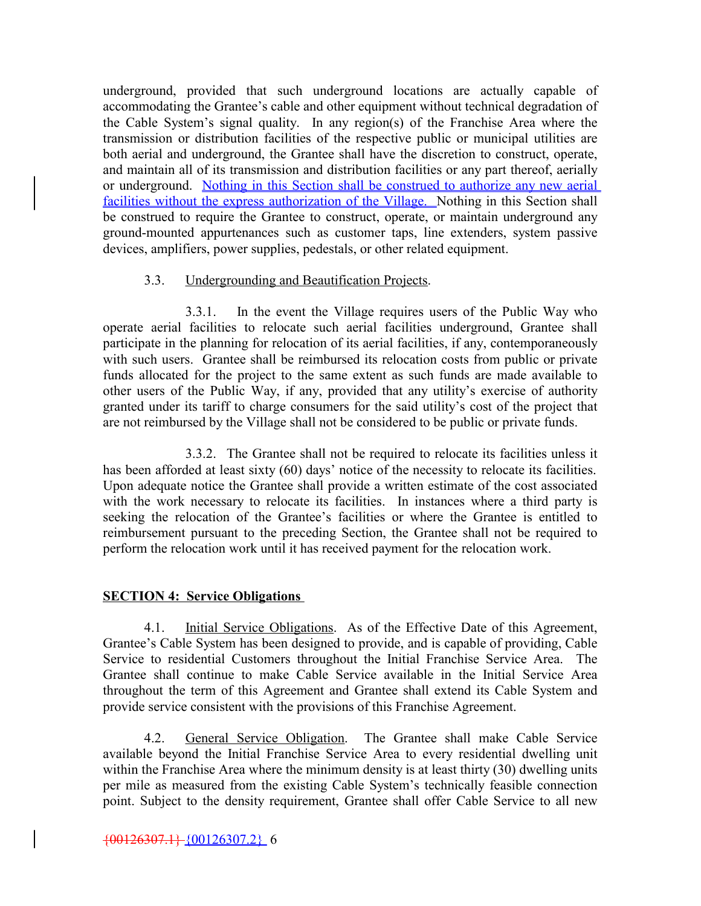underground, provided that such underground locations are actually capable of accommodating the Grantee's cable and other equipment without technical degradation of the Cable System's signal quality. In any region(s) of the Franchise Area where the transmission or distribution facilities of the respective public or municipal utilities are both aerial and underground, the Grantee shall have the discretion to construct, operate, and maintain all of its transmission and distribution facilities or any part thereof, aerially or underground. Nothing in this Section shall be construed to authorize any new aerial facilities without the express authorization of the Village. Nothing in this Section shall be construed to require the Grantee to construct, operate, or maintain underground any ground-mounted appurtenances such as customer taps, line extenders, system passive devices, amplifiers, power supplies, pedestals, or other related equipment.

3.3. Undergrounding and Beautification Projects.

3.3.1. In the event the Village requires users of the Public Way who operate aerial facilities to relocate such aerial facilities underground, Grantee shall participate in the planning for relocation of its aerial facilities, if any, contemporaneously with such users. Grantee shall be reimbursed its relocation costs from public or private funds allocated for the project to the same extent as such funds are made available to other users of the Public Way, if any, provided that any utility's exercise of authority granted under its tariff to charge consumers for the said utility's cost of the project that are not reimbursed by the Village shall not be considered to be public or private funds.

3.3.2. The Grantee shall not be required to relocate its facilities unless it has been afforded at least sixty (60) days' notice of the necessity to relocate its facilities. Upon adequate notice the Grantee shall provide a written estimate of the cost associated with the work necessary to relocate its facilities. In instances where a third party is seeking the relocation of the Grantee's facilities or where the Grantee is entitled to reimbursement pursuant to the preceding Section, the Grantee shall not be required to perform the relocation work until it has received payment for the relocation work.

**SECTION 4: Service Obligations**

4.1. Initial Service Obligations. As of the Effective Date of this Agreement, Grantee's Cable System has been designed to provide, and is capable of providing, Cable Service to residential Customers throughout the Initial Franchise Service Area. The Grantee shall continue to make Cable Service available in the Initial Service Area throughout the term of this Agreement and Grantee shall extend its Cable System and provide service consistent with the provisions of this Franchise Agreement.

4.2. General Service Obligation. The Grantee shall make Cable Service available beyond the Initial Franchise Service Area to every residential dwelling unit within the Franchise Area where the minimum density is at least thirty (30) dwelling units per mile as measured from the existing Cable System's technically feasible connection point. Subject to the density requirement, Grantee shall offer Cable Service to all new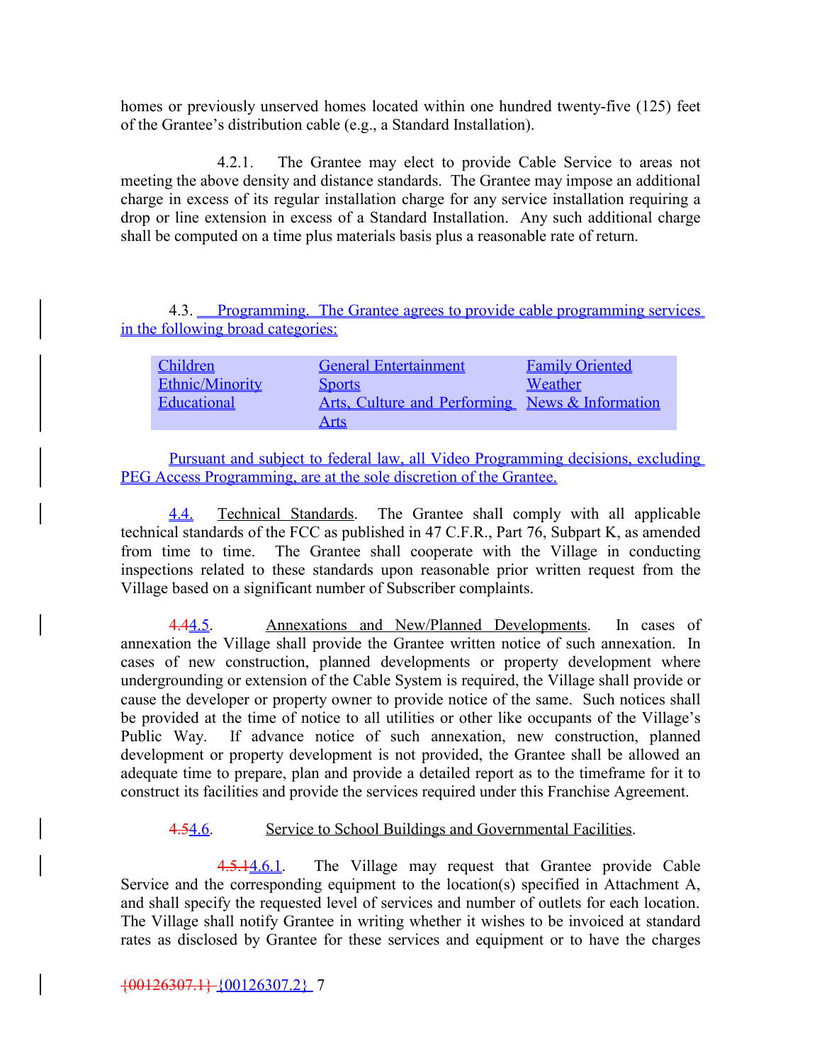homes or previously unserved homes located within one hundred twenty-five (125) feet of the Grantee's distribution cable (e.g., a Standard Installation).

4.2.1. The Grantee may elect to provide Cable Service to areas not meeting the above density and distance standards. The Grantee may impose an additional charge in excess of its regular installation charge for any service installation requiring a drop or line extension in excess of a Standard Installation. Any such additional charge shall be computed on a time plus materials basis plus a reasonable rate of return.

4.3. Programming. The Grantee agrees to provide cable programming services in the following broad categories:

| | | |
|---|---|---|
| Children | General Entertainment | Family Oriented |
| Ethnic/Minority | Sports | Weather |
| Educational | Arts, Culture and Performing Arts | News & Information |

Pursuant and subject to federal law, all Video Programming decisions, excluding PEG Access Programming, are at the sole discretion of the Grantee.

4.4. Technical Standards. The Grantee shall comply with all applicable technical standards of the FCC as published in 47 C.F.R., Part 76, Subpart K, as amended from time to time. The Grantee shall cooperate with the Village in conducting inspections related to these standards upon reasonable prior written request from the Village based on a significant number of Subscriber complaints.

~~4.4~~4.5. Annexations and New/Planned Developments. In cases of annexation the Village shall provide the Grantee written notice of such annexation. In cases of new construction, planned developments or property development where undergrounding or extension of the Cable System is required, the Village shall provide or cause the developer or property owner to provide notice of the same. Such notices shall be provided at the time of notice to all utilities or other like occupants of the Village's Public Way. If advance notice of such annexation, new construction, planned development or property development is not provided, the Grantee shall be allowed an adequate time to prepare, plan and provide a detailed report as to the timeframe for it to construct its facilities and provide the services required under this Franchise Agreement.

~~4.5~~4.6. Service to School Buildings and Governmental Facilities.

~~4.5.1~~4.6.1. The Village may request that Grantee provide Cable Service and the corresponding equipment to the location(s) specified in Attachment A, and shall specify the requested level of services and number of outlets for each location. The Village shall notify Grantee in writing whether it wishes to be invoiced at standard rates as disclosed by Grantee for these services and equipment or to have the charges

~~{00126307.1}~~ {00126307.2}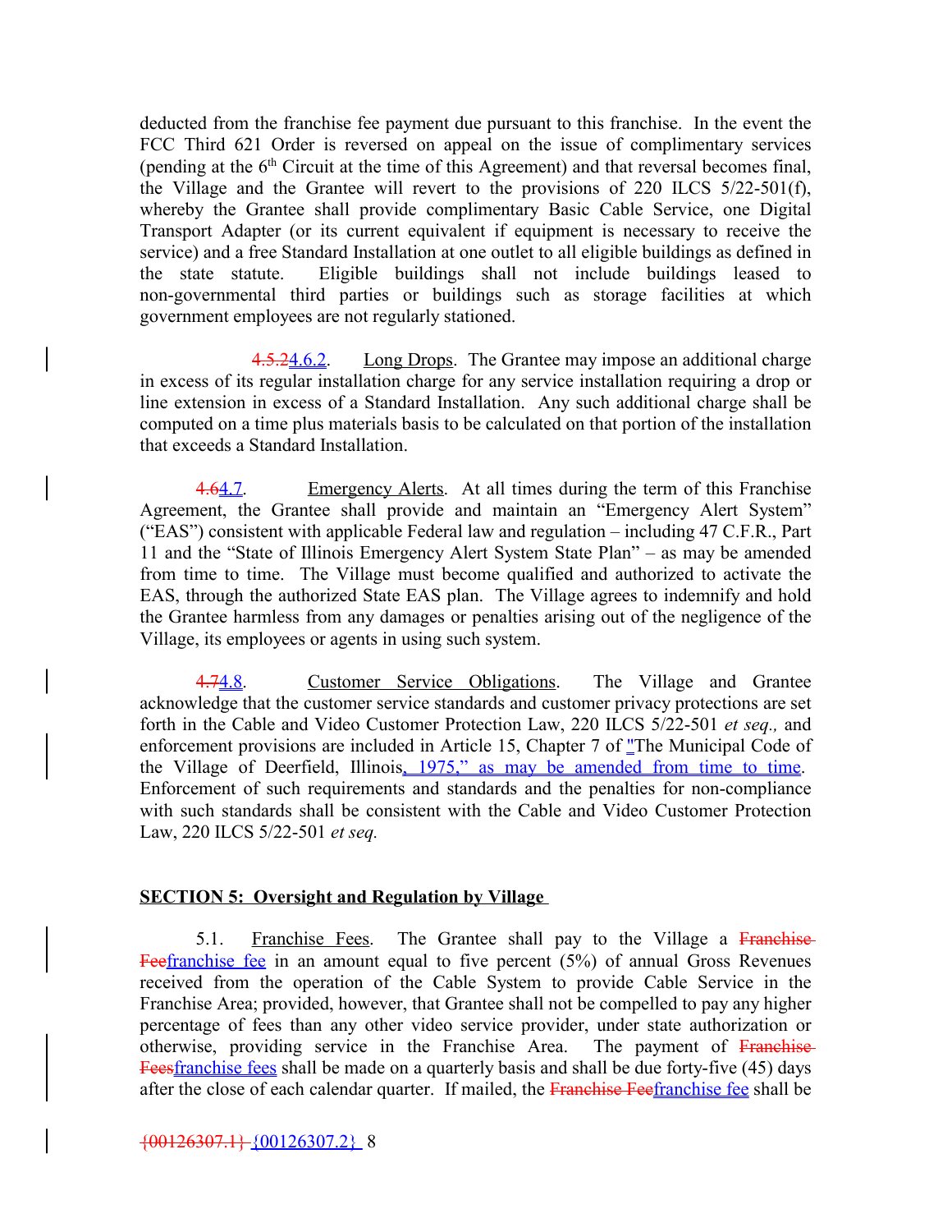deducted from the franchise fee payment due pursuant to this franchise. In the event the FCC Third 621 Order is reversed on appeal on the issue of complimentary services (pending at the 6th Circuit at the time of this Agreement) and that reversal becomes final, the Village and the Grantee will revert to the provisions of 220 ILCS 5/22-501(f), whereby the Grantee shall provide complimentary Basic Cable Service, one Digital Transport Adapter (or its current equivalent if equipment is necessary to receive the service) and a free Standard Installation at one outlet to all eligible buildings as defined in the state statute. Eligible buildings shall not include buildings leased to non-governmental third parties or buildings such as storage facilities at which government employees are not regularly stationed.

~~4.5.2~~4.6.2. Long Drops. The Grantee may impose an additional charge in excess of its regular installation charge for any service installation requiring a drop or line extension in excess of a Standard Installation. Any such additional charge shall be computed on a time plus materials basis to be calculated on that portion of the installation that exceeds a Standard Installation.

~~4.6~~4.7. Emergency Alerts. At all times during the term of this Franchise Agreement, the Grantee shall provide and maintain an "Emergency Alert System" ("EAS") consistent with applicable Federal law and regulation – including 47 C.F.R., Part 11 and the "State of Illinois Emergency Alert System State Plan" – as may be amended from time to time. The Village must become qualified and authorized to activate the EAS, through the authorized State EAS plan. The Village agrees to indemnify and hold the Grantee harmless from any damages or penalties arising out of the negligence of the Village, its employees or agents in using such system.

~~4.7~~4.8. Customer Service Obligations. The Village and Grantee acknowledge that the customer service standards and customer privacy protections are set forth in the Cable and Video Customer Protection Law, 220 ILCS 5/22-501 *et seq.,* and enforcement provisions are included in Article 15, Chapter 7 of "The Municipal Code of the Village of Deerfield, Illinois, 1975," as may be amended from time to time. Enforcement of such requirements and standards and the penalties for non-compliance with such standards shall be consistent with the Cable and Video Customer Protection Law, 220 ILCS 5/22-501 *et seq.*

**SECTION 5: Oversight and Regulation by Village**

5.1. Franchise Fees. The Grantee shall pay to the Village a ~~Franchise Fee~~franchise fee in an amount equal to five percent (5%) of annual Gross Revenues received from the operation of the Cable System to provide Cable Service in the Franchise Area; provided, however, that Grantee shall not be compelled to pay any higher percentage of fees than any other video service provider, under state authorization or otherwise, providing service in the Franchise Area. The payment of ~~Franchise Fees~~franchise fees shall be made on a quarterly basis and shall be due forty-five (45) days after the close of each calendar quarter. If mailed, the ~~Franchise Fee~~franchise fee shall be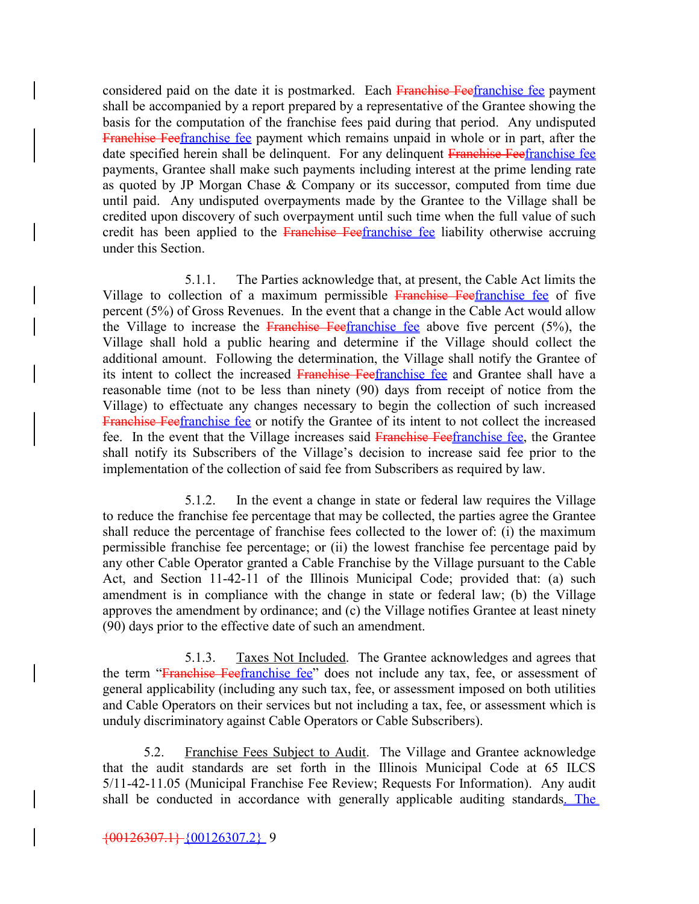considered paid on the date it is postmarked. Each ~~Franchise Fee~~franchise fee payment shall be accompanied by a report prepared by a representative of the Grantee showing the basis for the computation of the franchise fees paid during that period. Any undisputed ~~Franchise Fee~~franchise fee payment which remains unpaid in whole or in part, after the date specified herein shall be delinquent. For any delinquent ~~Franchise Fee~~franchise fee payments, Grantee shall make such payments including interest at the prime lending rate as quoted by JP Morgan Chase & Company or its successor, computed from time due until paid. Any undisputed overpayments made by the Grantee to the Village shall be credited upon discovery of such overpayment until such time when the full value of such credit has been applied to the ~~Franchise Fee~~franchise fee liability otherwise accruing under this Section.

5.1.1. The Parties acknowledge that, at present, the Cable Act limits the Village to collection of a maximum permissible ~~Franchise Fee~~franchise fee of five percent (5%) of Gross Revenues. In the event that a change in the Cable Act would allow the Village to increase the ~~Franchise Fee~~franchise fee above five percent (5%), the Village shall hold a public hearing and determine if the Village should collect the additional amount. Following the determination, the Village shall notify the Grantee of its intent to collect the increased ~~Franchise Fee~~franchise fee and Grantee shall have a reasonable time (not to be less than ninety (90) days from receipt of notice from the Village) to effectuate any changes necessary to begin the collection of such increased ~~Franchise Fee~~franchise fee or notify the Grantee of its intent to not collect the increased fee. In the event that the Village increases said ~~Franchise Fee~~franchise fee, the Grantee shall notify its Subscribers of the Village's decision to increase said fee prior to the implementation of the collection of said fee from Subscribers as required by law.

5.1.2. In the event a change in state or federal law requires the Village to reduce the franchise fee percentage that may be collected, the parties agree the Grantee shall reduce the percentage of franchise fees collected to the lower of: (i) the maximum permissible franchise fee percentage; or (ii) the lowest franchise fee percentage paid by any other Cable Operator granted a Cable Franchise by the Village pursuant to the Cable Act, and Section 11-42-11 of the Illinois Municipal Code; provided that: (a) such amendment is in compliance with the change in state or federal law; (b) the Village approves the amendment by ordinance; and (c) the Village notifies Grantee at least ninety (90) days prior to the effective date of such an amendment.

5.1.3. Taxes Not Included. The Grantee acknowledges and agrees that the term "~~Franchise Fee~~franchise fee" does not include any tax, fee, or assessment of general applicability (including any such tax, fee, or assessment imposed on both utilities and Cable Operators on their services but not including a tax, fee, or assessment which is unduly discriminatory against Cable Operators or Cable Subscribers).

5.2. Franchise Fees Subject to Audit. The Village and Grantee acknowledge that the audit standards are set forth in the Illinois Municipal Code at 65 ILCS 5/11-42-11.05 (Municipal Franchise Fee Review; Requests For Information). Any audit shall be conducted in accordance with generally applicable auditing standards. The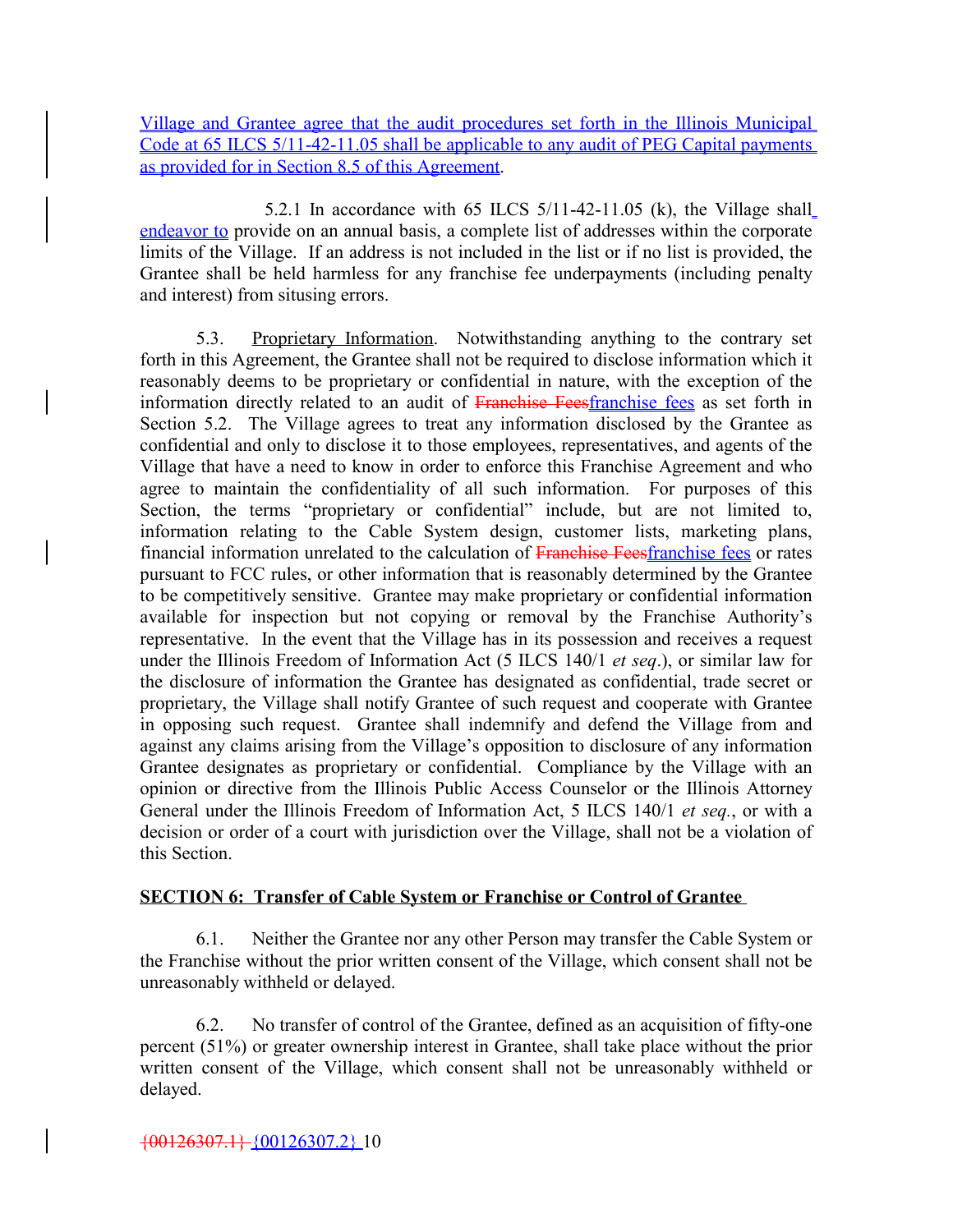Village and Grantee agree that the audit procedures set forth in the Illinois Municipal Code at 65 ILCS 5/11-42-11.05 shall be applicable to any audit of PEG Capital payments as provided for in Section 8.5 of this Agreement.

5.2.1 In accordance with 65 ILCS 5/11-42-11.05 (k), the Village shall endeavor to provide on an annual basis, a complete list of addresses within the corporate limits of the Village. If an address is not included in the list or if no list is provided, the Grantee shall be held harmless for any franchise fee underpayments (including penalty and interest) from situsing errors.

5.3. Proprietary Information. Notwithstanding anything to the contrary set forth in this Agreement, the Grantee shall not be required to disclose information which it reasonably deems to be proprietary or confidential in nature, with the exception of the information directly related to an audit of ~~Franchise Fees~~franchise fees as set forth in Section 5.2. The Village agrees to treat any information disclosed by the Grantee as confidential and only to disclose it to those employees, representatives, and agents of the Village that have a need to know in order to enforce this Franchise Agreement and who agree to maintain the confidentiality of all such information. For purposes of this Section, the terms "proprietary or confidential" include, but are not limited to, information relating to the Cable System design, customer lists, marketing plans, financial information unrelated to the calculation of ~~Franchise Fees~~franchise fees or rates pursuant to FCC rules, or other information that is reasonably determined by the Grantee to be competitively sensitive. Grantee may make proprietary or confidential information available for inspection but not copying or removal by the Franchise Authority's representative. In the event that the Village has in its possession and receives a request under the Illinois Freedom of Information Act (5 ILCS 140/1 *et seq*.), or similar law for the disclosure of information the Grantee has designated as confidential, trade secret or proprietary, the Village shall notify Grantee of such request and cooperate with Grantee in opposing such request. Grantee shall indemnify and defend the Village from and against any claims arising from the Village's opposition to disclosure of any information Grantee designates as proprietary or confidential. Compliance by the Village with an opinion or directive from the Illinois Public Access Counselor or the Illinois Attorney General under the Illinois Freedom of Information Act, 5 ILCS 140/1 *et seq.*, or with a decision or order of a court with jurisdiction over the Village, shall not be a violation of this Section.

## SECTION 6: Transfer of Cable System or Franchise or Control of Grantee

6.1. Neither the Grantee nor any other Person may transfer the Cable System or the Franchise without the prior written consent of the Village, which consent shall not be unreasonably withheld or delayed.

6.2. No transfer of control of the Grantee, defined as an acquisition of fifty-one percent (51%) or greater ownership interest in Grantee, shall take place without the prior written consent of the Village, which consent shall not be unreasonably withheld or delayed.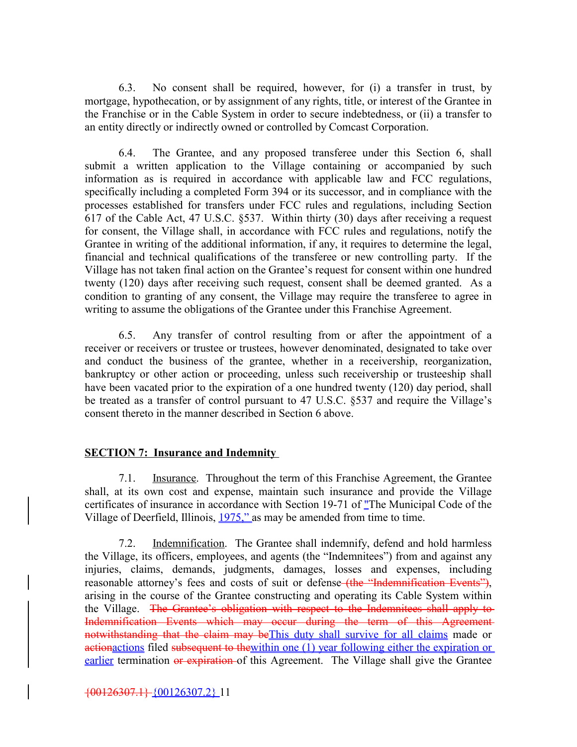6.3. No consent shall be required, however, for (i) a transfer in trust, by mortgage, hypothecation, or by assignment of any rights, title, or interest of the Grantee in the Franchise or in the Cable System in order to secure indebtedness, or (ii) a transfer to an entity directly or indirectly owned or controlled by Comcast Corporation.

6.4. The Grantee, and any proposed transferee under this Section 6, shall submit a written application to the Village containing or accompanied by such information as is required in accordance with applicable law and FCC regulations, specifically including a completed Form 394 or its successor, and in compliance with the processes established for transfers under FCC rules and regulations, including Section 617 of the Cable Act, 47 U.S.C. §537. Within thirty (30) days after receiving a request for consent, the Village shall, in accordance with FCC rules and regulations, notify the Grantee in writing of the additional information, if any, it requires to determine the legal, financial and technical qualifications of the transferee or new controlling party. If the Village has not taken final action on the Grantee's request for consent within one hundred twenty (120) days after receiving such request, consent shall be deemed granted. As a condition to granting of any consent, the Village may require the transferee to agree in writing to assume the obligations of the Grantee under this Franchise Agreement.

6.5. Any transfer of control resulting from or after the appointment of a receiver or receivers or trustee or trustees, however denominated, designated to take over and conduct the business of the grantee, whether in a receivership, reorganization, bankruptcy or other action or proceeding, unless such receivership or trusteeship shall have been vacated prior to the expiration of a one hundred twenty (120) day period, shall be treated as a transfer of control pursuant to 47 U.S.C. §537 and require the Village's consent thereto in the manner described in Section 6 above.

**SECTION 7: Insurance and Indemnity**

7.1. Insurance. Throughout the term of this Franchise Agreement, the Grantee shall, at its own cost and expense, maintain such insurance and provide the Village certificates of insurance in accordance with Section 19-71 of "The Municipal Code of the Village of Deerfield, Illinois, 1975," as may be amended from time to time.

7.2. Indemnification. The Grantee shall indemnify, defend and hold harmless the Village, its officers, employees, and agents (the "Indemnitees") from and against any injuries, claims, demands, judgments, damages, losses and expenses, including reasonable attorney's fees and costs of suit or defense ~~(the "Indemnification Events")~~, arising in the course of the Grantee constructing and operating its Cable System within the Village. ~~The Grantee's obligation with respect to the Indemnitees shall apply to Indemnification Events which may occur during the term of this Agreement notwithstanding that the claim may be~~This duty shall survive for all claims made or ~~action~~actions filed ~~subsequent to the~~within one (1) year following either the expiration or earlier termination ~~or expiration~~ of this Agreement. The Village shall give the Grantee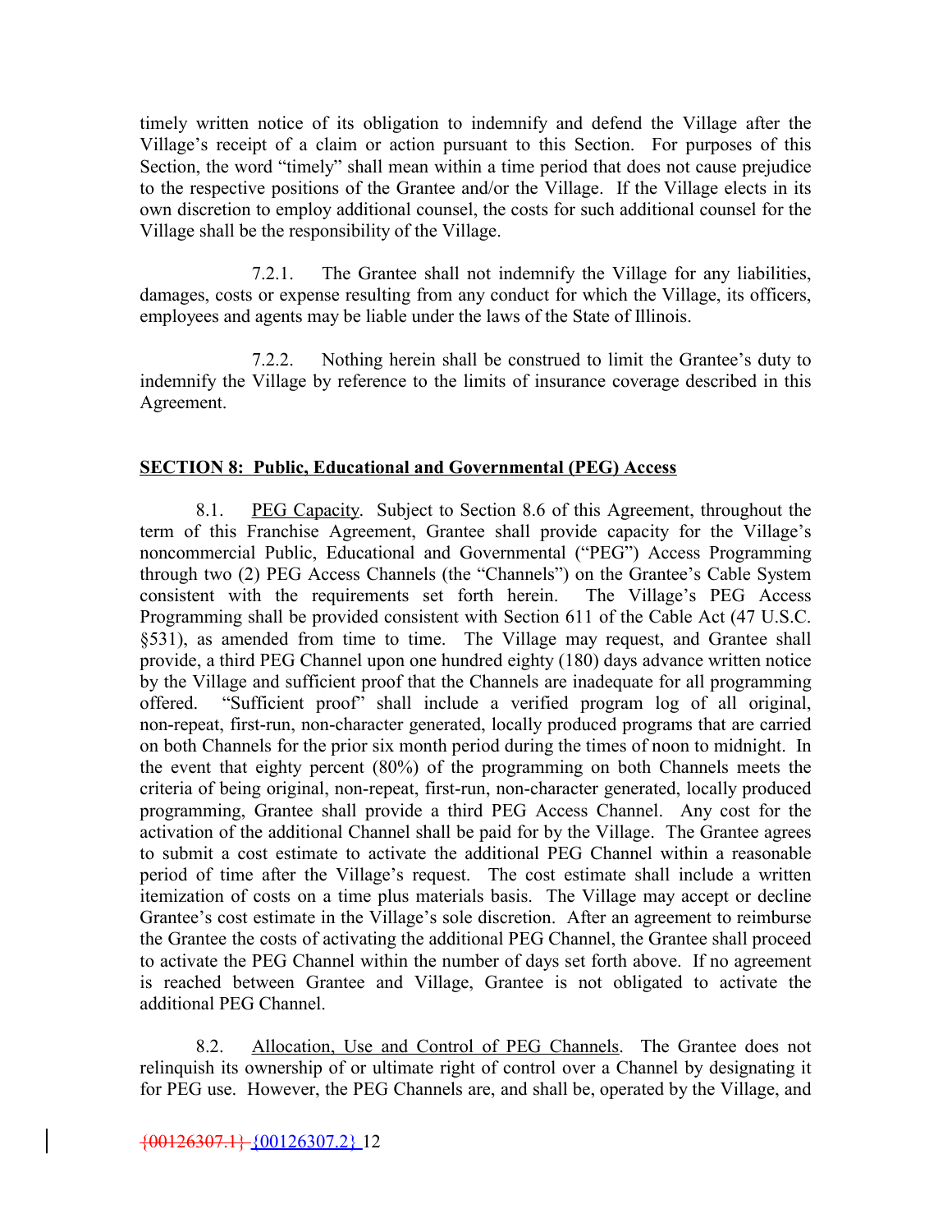timely written notice of its obligation to indemnify and defend the Village after the Village's receipt of a claim or action pursuant to this Section. For purposes of this Section, the word "timely" shall mean within a time period that does not cause prejudice to the respective positions of the Grantee and/or the Village. If the Village elects in its own discretion to employ additional counsel, the costs for such additional counsel for the Village shall be the responsibility of the Village.

7.2.1. The Grantee shall not indemnify the Village for any liabilities, damages, costs or expense resulting from any conduct for which the Village, its officers, employees and agents may be liable under the laws of the State of Illinois.

7.2.2. Nothing herein shall be construed to limit the Grantee's duty to indemnify the Village by reference to the limits of insurance coverage described in this Agreement.

**SECTION 8: Public, Educational and Governmental (PEG) Access**

8.1. PEG Capacity. Subject to Section 8.6 of this Agreement, throughout the term of this Franchise Agreement, Grantee shall provide capacity for the Village's noncommercial Public, Educational and Governmental ("PEG") Access Programming through two (2) PEG Access Channels (the "Channels") on the Grantee's Cable System consistent with the requirements set forth herein. The Village's PEG Access Programming shall be provided consistent with Section 611 of the Cable Act (47 U.S.C. §531), as amended from time to time. The Village may request, and Grantee shall provide, a third PEG Channel upon one hundred eighty (180) days advance written notice by the Village and sufficient proof that the Channels are inadequate for all programming offered. "Sufficient proof" shall include a verified program log of all original, non-repeat, first-run, non-character generated, locally produced programs that are carried on both Channels for the prior six month period during the times of noon to midnight. In the event that eighty percent (80%) of the programming on both Channels meets the criteria of being original, non-repeat, first-run, non-character generated, locally produced programming, Grantee shall provide a third PEG Access Channel. Any cost for the activation of the additional Channel shall be paid for by the Village. The Grantee agrees to submit a cost estimate to activate the additional PEG Channel within a reasonable period of time after the Village's request. The cost estimate shall include a written itemization of costs on a time plus materials basis. The Village may accept or decline Grantee's cost estimate in the Village's sole discretion. After an agreement to reimburse the Grantee the costs of activating the additional PEG Channel, the Grantee shall proceed to activate the PEG Channel within the number of days set forth above. If no agreement is reached between Grantee and Village, Grantee is not obligated to activate the additional PEG Channel.

8.2. Allocation, Use and Control of PEG Channels. The Grantee does not relinquish its ownership of or ultimate right of control over a Channel by designating it for PEG use. However, the PEG Channels are, and shall be, operated by the Village, and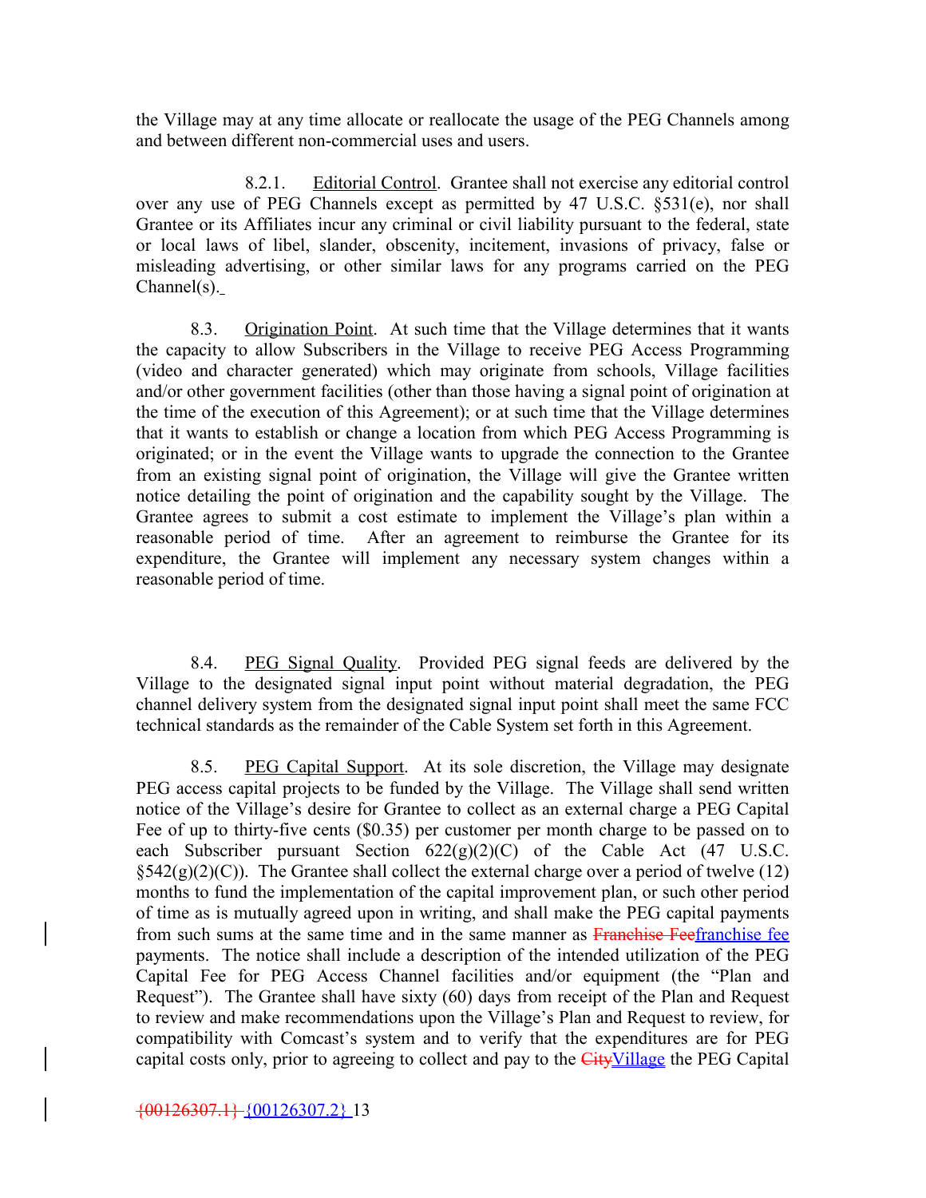the Village may at any time allocate or reallocate the usage of the PEG Channels among and between different non-commercial uses and users.

8.2.1. Editorial Control. Grantee shall not exercise any editorial control over any use of PEG Channels except as permitted by 47 U.S.C. §531(e), nor shall Grantee or its Affiliates incur any criminal or civil liability pursuant to the federal, state or local laws of libel, slander, obscenity, incitement, invasions of privacy, false or misleading advertising, or other similar laws for any programs carried on the PEG Channel(s).

8.3. Origination Point. At such time that the Village determines that it wants the capacity to allow Subscribers in the Village to receive PEG Access Programming (video and character generated) which may originate from schools, Village facilities and/or other government facilities (other than those having a signal point of origination at the time of the execution of this Agreement); or at such time that the Village determines that it wants to establish or change a location from which PEG Access Programming is originated; or in the event the Village wants to upgrade the connection to the Grantee from an existing signal point of origination, the Village will give the Grantee written notice detailing the point of origination and the capability sought by the Village. The Grantee agrees to submit a cost estimate to implement the Village's plan within a reasonable period of time. After an agreement to reimburse the Grantee for its expenditure, the Grantee will implement any necessary system changes within a reasonable period of time.

8.4. PEG Signal Quality. Provided PEG signal feeds are delivered by the Village to the designated signal input point without material degradation, the PEG channel delivery system from the designated signal input point shall meet the same FCC technical standards as the remainder of the Cable System set forth in this Agreement.

8.5. PEG Capital Support. At its sole discretion, the Village may designate PEG access capital projects to be funded by the Village. The Village shall send written notice of the Village's desire for Grantee to collect as an external charge a PEG Capital Fee of up to thirty-five cents ($0.35) per customer per month charge to be passed on to each Subscriber pursuant Section 622(g)(2)(C) of the Cable Act (47 U.S.C. §542(g)(2)(C)). The Grantee shall collect the external charge over a period of twelve (12) months to fund the implementation of the capital improvement plan, or such other period of time as is mutually agreed upon in writing, and shall make the PEG capital payments from such sums at the same time and in the same manner as ~~Franchise Fee~~franchise fee payments. The notice shall include a description of the intended utilization of the PEG Capital Fee for PEG Access Channel facilities and/or equipment (the "Plan and Request"). The Grantee shall have sixty (60) days from receipt of the Plan and Request to review and make recommendations upon the Village's Plan and Request to review, for compatibility with Comcast's system and to verify that the expenditures are for PEG capital costs only, prior to agreeing to collect and pay to the ~~City~~Village the PEG Capital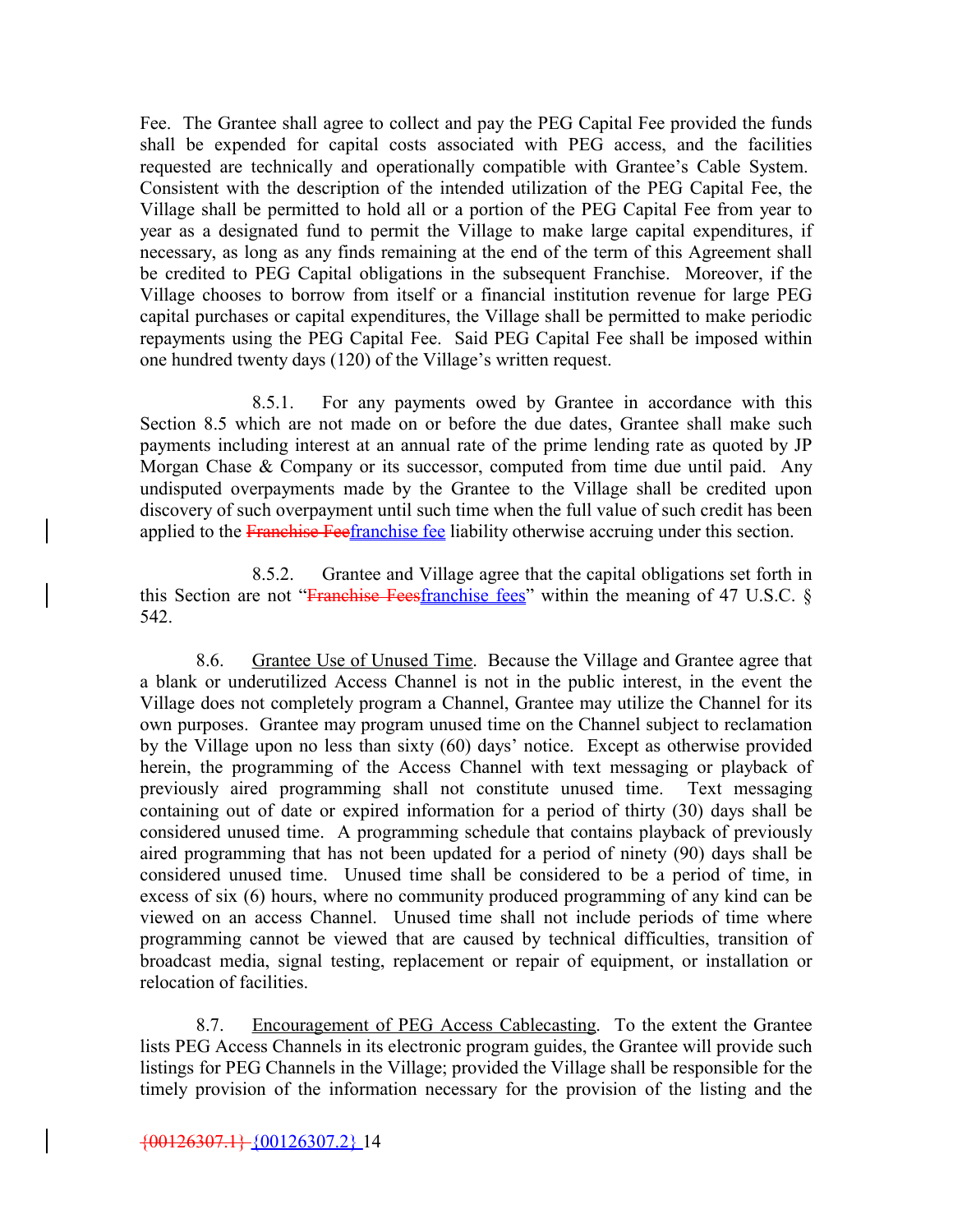Fee. The Grantee shall agree to collect and pay the PEG Capital Fee provided the funds shall be expended for capital costs associated with PEG access, and the facilities requested are technically and operationally compatible with Grantee's Cable System. Consistent with the description of the intended utilization of the PEG Capital Fee, the Village shall be permitted to hold all or a portion of the PEG Capital Fee from year to year as a designated fund to permit the Village to make large capital expenditures, if necessary, as long as any finds remaining at the end of the term of this Agreement shall be credited to PEG Capital obligations in the subsequent Franchise. Moreover, if the Village chooses to borrow from itself or a financial institution revenue for large PEG capital purchases or capital expenditures, the Village shall be permitted to make periodic repayments using the PEG Capital Fee. Said PEG Capital Fee shall be imposed within one hundred twenty days (120) of the Village's written request.

8.5.1. For any payments owed by Grantee in accordance with this Section 8.5 which are not made on or before the due dates, Grantee shall make such payments including interest at an annual rate of the prime lending rate as quoted by JP Morgan Chase & Company or its successor, computed from time due until paid. Any undisputed overpayments made by the Grantee to the Village shall be credited upon discovery of such overpayment until such time when the full value of such credit has been applied to the ~~Franchise Fee~~franchise fee liability otherwise accruing under this section.

8.5.2. Grantee and Village agree that the capital obligations set forth in this Section are not "~~Franchise Fees~~franchise fees" within the meaning of 47 U.S.C. § 542.

8.6. Grantee Use of Unused Time. Because the Village and Grantee agree that a blank or underutilized Access Channel is not in the public interest, in the event the Village does not completely program a Channel, Grantee may utilize the Channel for its own purposes. Grantee may program unused time on the Channel subject to reclamation by the Village upon no less than sixty (60) days' notice. Except as otherwise provided herein, the programming of the Access Channel with text messaging or playback of previously aired programming shall not constitute unused time. Text messaging containing out of date or expired information for a period of thirty (30) days shall be considered unused time. A programming schedule that contains playback of previously aired programming that has not been updated for a period of ninety (90) days shall be considered unused time. Unused time shall be considered to be a period of time, in excess of six (6) hours, where no community produced programming of any kind can be viewed on an access Channel. Unused time shall not include periods of time where programming cannot be viewed that are caused by technical difficulties, transition of broadcast media, signal testing, replacement or repair of equipment, or installation or relocation of facilities.

8.7. Encouragement of PEG Access Cablecasting. To the extent the Grantee lists PEG Access Channels in its electronic program guides, the Grantee will provide such listings for PEG Channels in the Village; provided the Village shall be responsible for the timely provision of the information necessary for the provision of the listing and the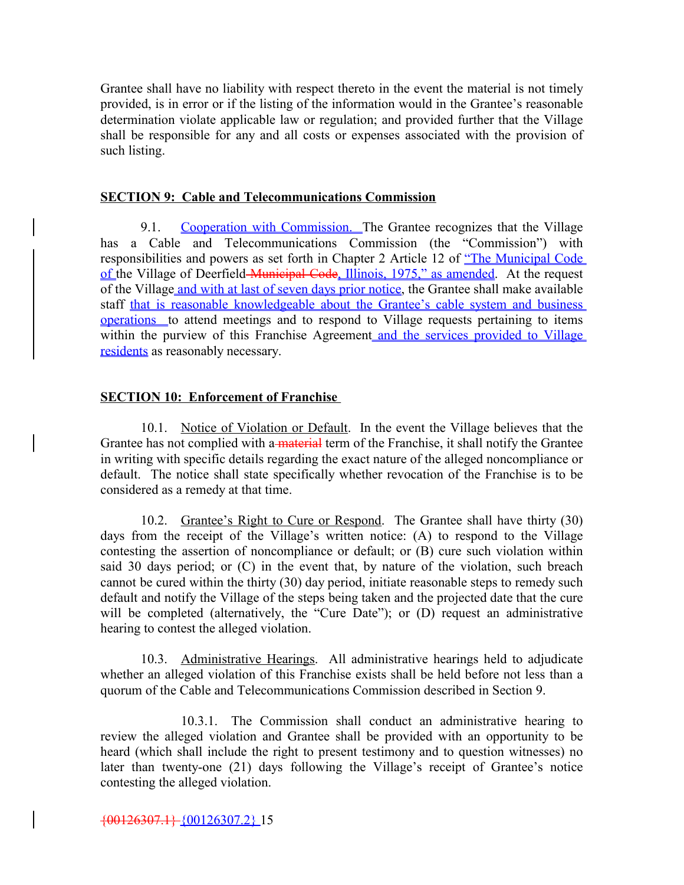Grantee shall have no liability with respect thereto in the event the material is not timely provided, is in error or if the listing of the information would in the Grantee's reasonable determination violate applicable law or regulation; and provided further that the Village shall be responsible for any and all costs or expenses associated with the provision of such listing.

**SECTION 9: Cable and Telecommunications Commission**

9.1. Cooperation with Commission. The Grantee recognizes that the Village has a Cable and Telecommunications Commission (the "Commission") with responsibilities and powers as set forth in Chapter 2 Article 12 of "The Municipal Code of the Village of Deerfield Municipal Code, Illinois, 1975," as amended. At the request of the Village and with at last of seven days prior notice, the Grantee shall make available staff that is reasonable knowledgeable about the Grantee's cable system and business operations to attend meetings and to respond to Village requests pertaining to items within the purview of this Franchise Agreement and the services provided to Village residents as reasonably necessary.

**SECTION 10: Enforcement of Franchise**

10.1. Notice of Violation or Default. In the event the Village believes that the Grantee has not complied with a material term of the Franchise, it shall notify the Grantee in writing with specific details regarding the exact nature of the alleged noncompliance or default. The notice shall state specifically whether revocation of the Franchise is to be considered as a remedy at that time.

10.2. Grantee's Right to Cure or Respond. The Grantee shall have thirty (30) days from the receipt of the Village's written notice: (A) to respond to the Village contesting the assertion of noncompliance or default; or (B) cure such violation within said 30 days period; or (C) in the event that, by nature of the violation, such breach cannot be cured within the thirty (30) day period, initiate reasonable steps to remedy such default and notify the Village of the steps being taken and the projected date that the cure will be completed (alternatively, the "Cure Date"); or (D) request an administrative hearing to contest the alleged violation.

10.3. Administrative Hearings. All administrative hearings held to adjudicate whether an alleged violation of this Franchise exists shall be held before not less than a quorum of the Cable and Telecommunications Commission described in Section 9.

10.3.1. The Commission shall conduct an administrative hearing to review the alleged violation and Grantee shall be provided with an opportunity to be heard (which shall include the right to present testimony and to question witnesses) no later than twenty-one (21) days following the Village's receipt of Grantee's notice contesting the alleged violation.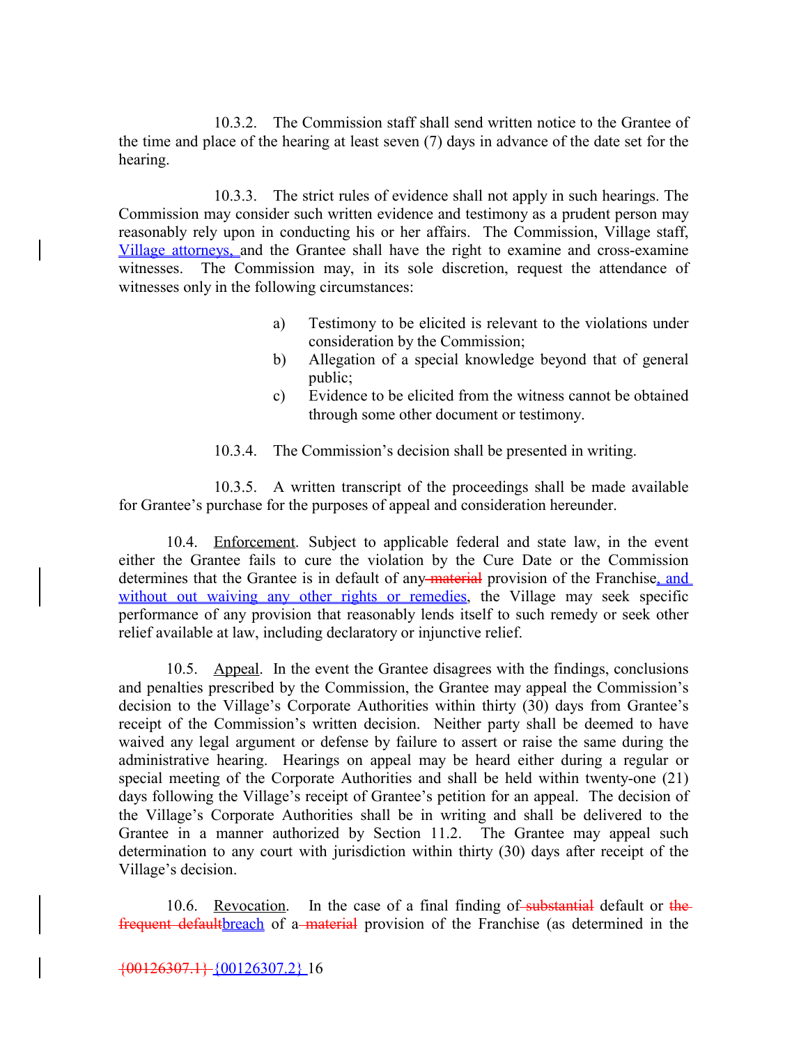10.3.2. The Commission staff shall send written notice to the Grantee of the time and place of the hearing at least seven (7) days in advance of the date set for the hearing.

10.3.3. The strict rules of evidence shall not apply in such hearings. The Commission may consider such written evidence and testimony as a prudent person may reasonably rely upon in conducting his or her affairs. The Commission, Village staff, Village attorneys, and the Grantee shall have the right to examine and cross-examine witnesses. The Commission may, in its sole discretion, request the attendance of witnesses only in the following circumstances:

a) Testimony to be elicited is relevant to the violations under consideration by the Commission;
b) Allegation of a special knowledge beyond that of general public;
c) Evidence to be elicited from the witness cannot be obtained through some other document or testimony.

10.3.4. The Commission's decision shall be presented in writing.

10.3.5. A written transcript of the proceedings shall be made available for Grantee's purchase for the purposes of appeal and consideration hereunder.

10.4. Enforcement. Subject to applicable federal and state law, in the event either the Grantee fails to cure the violation by the Cure Date or the Commission determines that the Grantee is in default of any ~~material~~ provision of the Franchise, and without out waiving any other rights or remedies, the Village may seek specific performance of any provision that reasonably lends itself to such remedy or seek other relief available at law, including declaratory or injunctive relief.

10.5. Appeal. In the event the Grantee disagrees with the findings, conclusions and penalties prescribed by the Commission, the Grantee may appeal the Commission's decision to the Village's Corporate Authorities within thirty (30) days from Grantee's receipt of the Commission's written decision. Neither party shall be deemed to have waived any legal argument or defense by failure to assert or raise the same during the administrative hearing. Hearings on appeal may be heard either during a regular or special meeting of the Corporate Authorities and shall be held within twenty-one (21) days following the Village's receipt of Grantee's petition for an appeal. The decision of the Village's Corporate Authorities shall be in writing and shall be delivered to the Grantee in a manner authorized by Section 11.2. The Grantee may appeal such determination to any court with jurisdiction within thirty (30) days after receipt of the Village's decision.

10.6. Revocation. In the case of a final finding of ~~substantial~~ default or ~~the frequent default~~breach of a ~~material~~ provision of the Franchise (as determined in the

~~{00126307.1}~~ {00126307.2}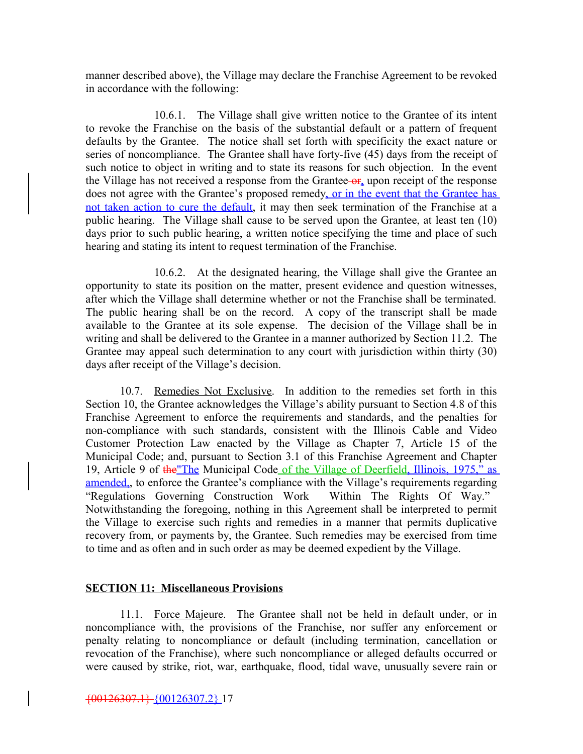manner described above), the Village may declare the Franchise Agreement to be revoked in accordance with the following:

10.6.1. The Village shall give written notice to the Grantee of its intent to revoke the Franchise on the basis of the substantial default or a pattern of frequent defaults by the Grantee. The notice shall set forth with specificity the exact nature or series of noncompliance. The Grantee shall have forty-five (45) days from the receipt of such notice to object in writing and to state its reasons for such objection. In the event the Village has not received a response from the Grantee ~~or~~, upon receipt of the response does not agree with the Grantee's proposed remedy, or in the event that the Grantee has not taken action to cure the default, it may then seek termination of the Franchise at a public hearing. The Village shall cause to be served upon the Grantee, at least ten (10) days prior to such public hearing, a written notice specifying the time and place of such hearing and stating its intent to request termination of the Franchise.

10.6.2. At the designated hearing, the Village shall give the Grantee an opportunity to state its position on the matter, present evidence and question witnesses, after which the Village shall determine whether or not the Franchise shall be terminated. The public hearing shall be on the record. A copy of the transcript shall be made available to the Grantee at its sole expense. The decision of the Village shall be in writing and shall be delivered to the Grantee in a manner authorized by Section 11.2. The Grantee may appeal such determination to any court with jurisdiction within thirty (30) days after receipt of the Village's decision.

10.7. Remedies Not Exclusive. In addition to the remedies set forth in this Section 10, the Grantee acknowledges the Village's ability pursuant to Section 4.8 of this Franchise Agreement to enforce the requirements and standards, and the penalties for non-compliance with such standards, consistent with the Illinois Cable and Video Customer Protection Law enacted by the Village as Chapter 7, Article 15 of the Municipal Code; and, pursuant to Section 3.1 of this Franchise Agreement and Chapter 19, Article 9 of ~~the~~"The Municipal Code of the Village of Deerfield, Illinois, 1975," as amended,, to enforce the Grantee's compliance with the Village's requirements regarding "Regulations Governing Construction Work Within The Rights Of Way." Notwithstanding the foregoing, nothing in this Agreement shall be interpreted to permit the Village to exercise such rights and remedies in a manner that permits duplicative recovery from, or payments by, the Grantee. Such remedies may be exercised from time to time and as often and in such order as may be deemed expedient by the Village.

## SECTION 11: Miscellaneous Provisions

11.1. Force Majeure. The Grantee shall not be held in default under, or in noncompliance with, the provisions of the Franchise, nor suffer any enforcement or penalty relating to noncompliance or default (including termination, cancellation or revocation of the Franchise), where such noncompliance or alleged defaults occurred or were caused by strike, riot, war, earthquake, flood, tidal wave, unusually severe rain or

~~{00126307.1}~~ {00126307.2}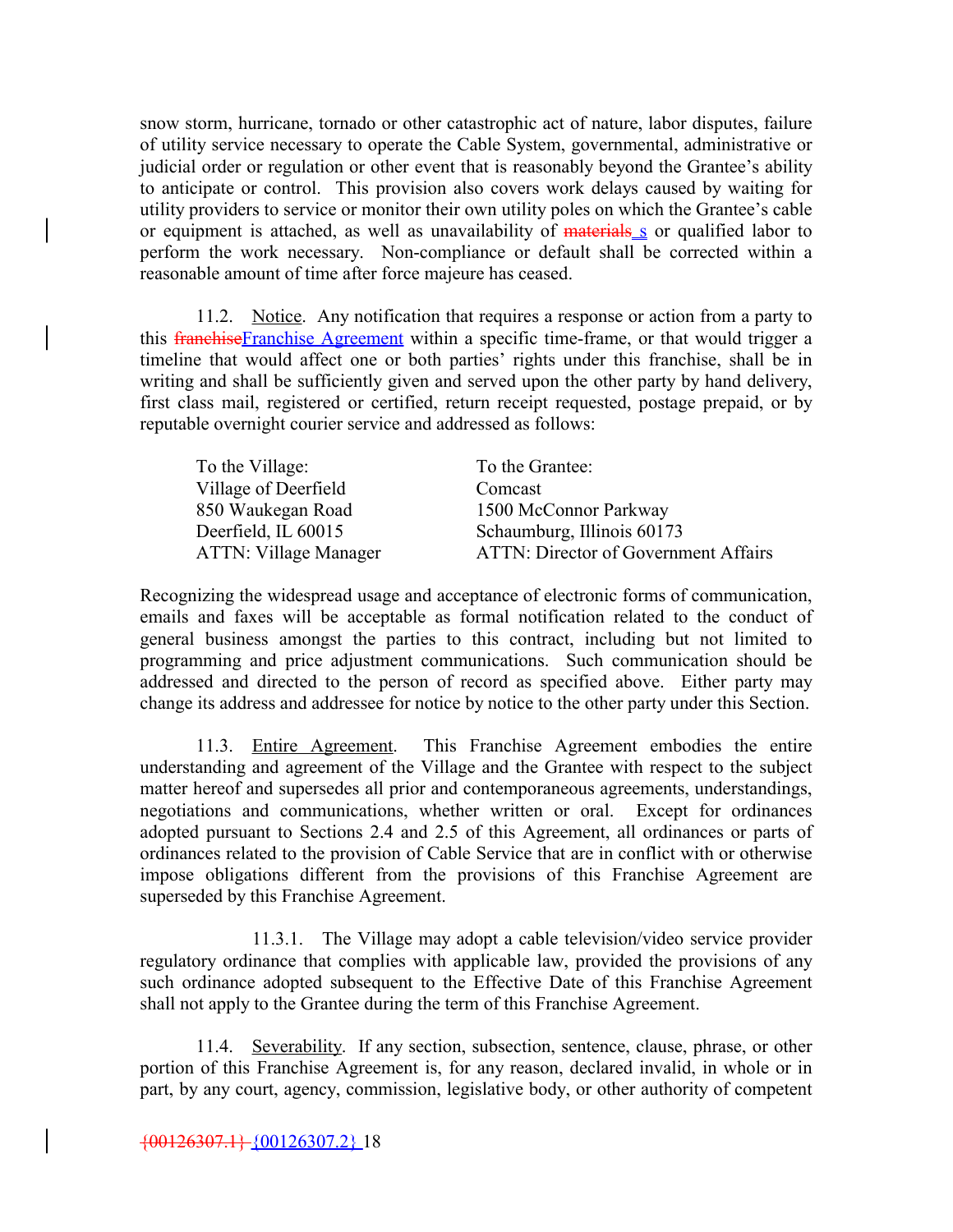snow storm, hurricane, tornado or other catastrophic act of nature, labor disputes, failure of utility service necessary to operate the Cable System, governmental, administrative or judicial order or regulation or other event that is reasonably beyond the Grantee's ability to anticipate or control. This provision also covers work delays caused by waiting for utility providers to service or monitor their own utility poles on which the Grantee's cable or equipment is attached, as well as unavailability of ~~materials~~ s or qualified labor to perform the work necessary. Non-compliance or default shall be corrected within a reasonable amount of time after force majeure has ceased.

11.2. Notice. Any notification that requires a response or action from a party to this ~~franchise~~Franchise Agreement within a specific time-frame, or that would trigger a timeline that would affect one or both parties' rights under this franchise, shall be in writing and shall be sufficiently given and served upon the other party by hand delivery, first class mail, registered or certified, return receipt requested, postage prepaid, or by reputable overnight courier service and addressed as follows:

| To the Village: | To the Grantee: |
|---|---|
| Village of Deerfield | Comcast |
| 850 Waukegan Road | 1500 McConnor Parkway |
| Deerfield, IL 60015 | Schaumburg, Illinois 60173 |
| ATTN: Village Manager | ATTN: Director of Government Affairs |

Recognizing the widespread usage and acceptance of electronic forms of communication, emails and faxes will be acceptable as formal notification related to the conduct of general business amongst the parties to this contract, including but not limited to programming and price adjustment communications. Such communication should be addressed and directed to the person of record as specified above. Either party may change its address and addressee for notice by notice to the other party under this Section.

11.3. Entire Agreement. This Franchise Agreement embodies the entire understanding and agreement of the Village and the Grantee with respect to the subject matter hereof and supersedes all prior and contemporaneous agreements, understandings, negotiations and communications, whether written or oral. Except for ordinances adopted pursuant to Sections 2.4 and 2.5 of this Agreement, all ordinances or parts of ordinances related to the provision of Cable Service that are in conflict with or otherwise impose obligations different from the provisions of this Franchise Agreement are superseded by this Franchise Agreement.

11.3.1. The Village may adopt a cable television/video service provider regulatory ordinance that complies with applicable law, provided the provisions of any such ordinance adopted subsequent to the Effective Date of this Franchise Agreement shall not apply to the Grantee during the term of this Franchise Agreement.

11.4. Severability. If any section, subsection, sentence, clause, phrase, or other portion of this Franchise Agreement is, for any reason, declared invalid, in whole or in part, by any court, agency, commission, legislative body, or other authority of competent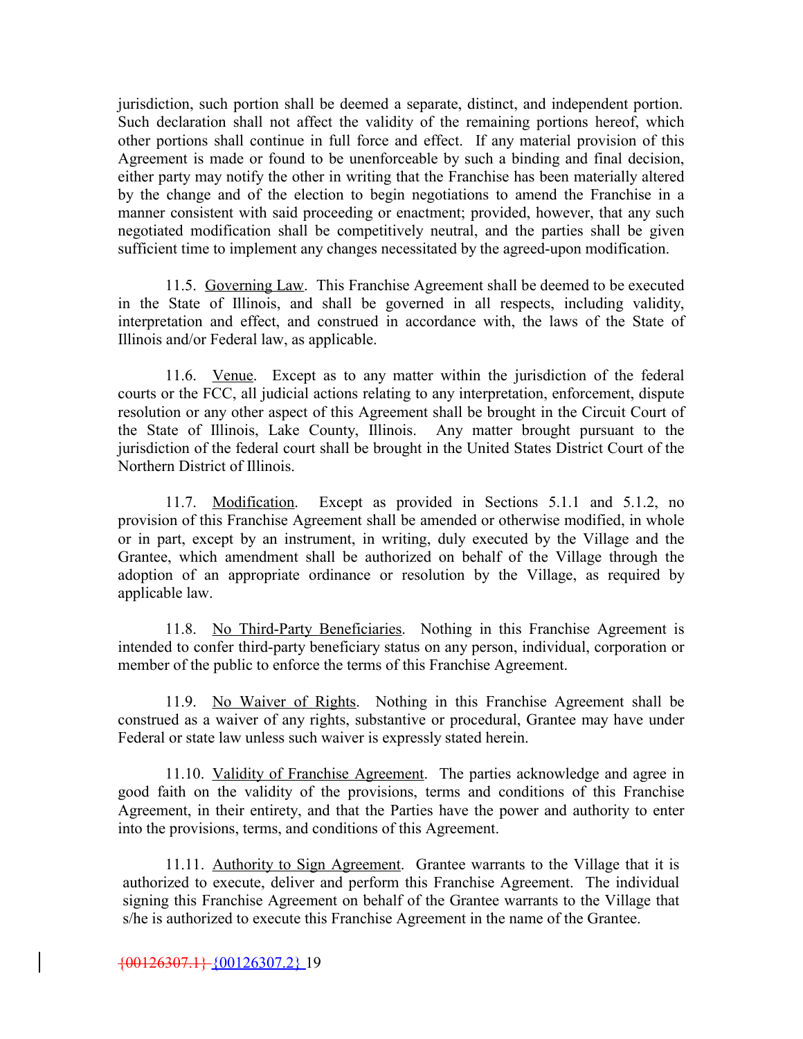jurisdiction, such portion shall be deemed a separate, distinct, and independent portion. Such declaration shall not affect the validity of the remaining portions hereof, which other portions shall continue in full force and effect. If any material provision of this Agreement is made or found to be unenforceable by such a binding and final decision, either party may notify the other in writing that the Franchise has been materially altered by the change and of the election to begin negotiations to amend the Franchise in a manner consistent with said proceeding or enactment; provided, however, that any such negotiated modification shall be competitively neutral, and the parties shall be given sufficient time to implement any changes necessitated by the agreed-upon modification.

11.5. Governing Law. This Franchise Agreement shall be deemed to be executed in the State of Illinois, and shall be governed in all respects, including validity, interpretation and effect, and construed in accordance with, the laws of the State of Illinois and/or Federal law, as applicable.

11.6. Venue. Except as to any matter within the jurisdiction of the federal courts or the FCC, all judicial actions relating to any interpretation, enforcement, dispute resolution or any other aspect of this Agreement shall be brought in the Circuit Court of the State of Illinois, Lake County, Illinois. Any matter brought pursuant to the jurisdiction of the federal court shall be brought in the United States District Court of the Northern District of Illinois.

11.7. Modification. Except as provided in Sections 5.1.1 and 5.1.2, no provision of this Franchise Agreement shall be amended or otherwise modified, in whole or in part, except by an instrument, in writing, duly executed by the Village and the Grantee, which amendment shall be authorized on behalf of the Village through the adoption of an appropriate ordinance or resolution by the Village, as required by applicable law.

11.8. No Third-Party Beneficiaries. Nothing in this Franchise Agreement is intended to confer third-party beneficiary status on any person, individual, corporation or member of the public to enforce the terms of this Franchise Agreement.

11.9. No Waiver of Rights. Nothing in this Franchise Agreement shall be construed as a waiver of any rights, substantive or procedural, Grantee may have under Federal or state law unless such waiver is expressly stated herein.

11.10. Validity of Franchise Agreement. The parties acknowledge and agree in good faith on the validity of the provisions, terms and conditions of this Franchise Agreement, in their entirety, and that the Parties have the power and authority to enter into the provisions, terms, and conditions of this Agreement.

11.11. Authority to Sign Agreement. Grantee warrants to the Village that it is authorized to execute, deliver and perform this Franchise Agreement. The individual signing this Franchise Agreement on behalf of the Grantee warrants to the Village that s/he is authorized to execute this Franchise Agreement in the name of the Grantee.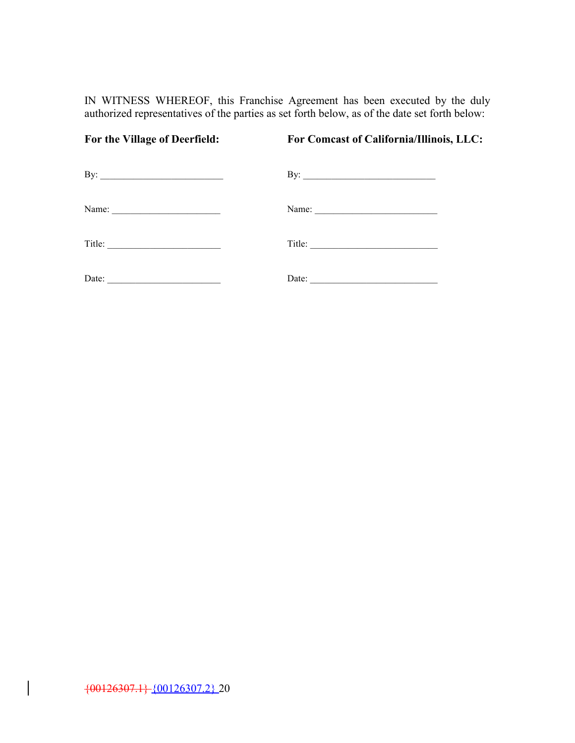IN WITNESS WHEREOF, this Franchise Agreement has been executed by the duly authorized representatives of the parties as set forth below, as of the date set forth below:

| **For the Village of Deerfield:** | **For Comcast of California/Illinois, LLC:** |
|---|---|
| By: _________________________ | By: ___________________________ |
| Name: ______________________ | Name: _________________________ |
| Title: _______________________ | Title: __________________________ |
| Date: _______________________ | Date: __________________________ |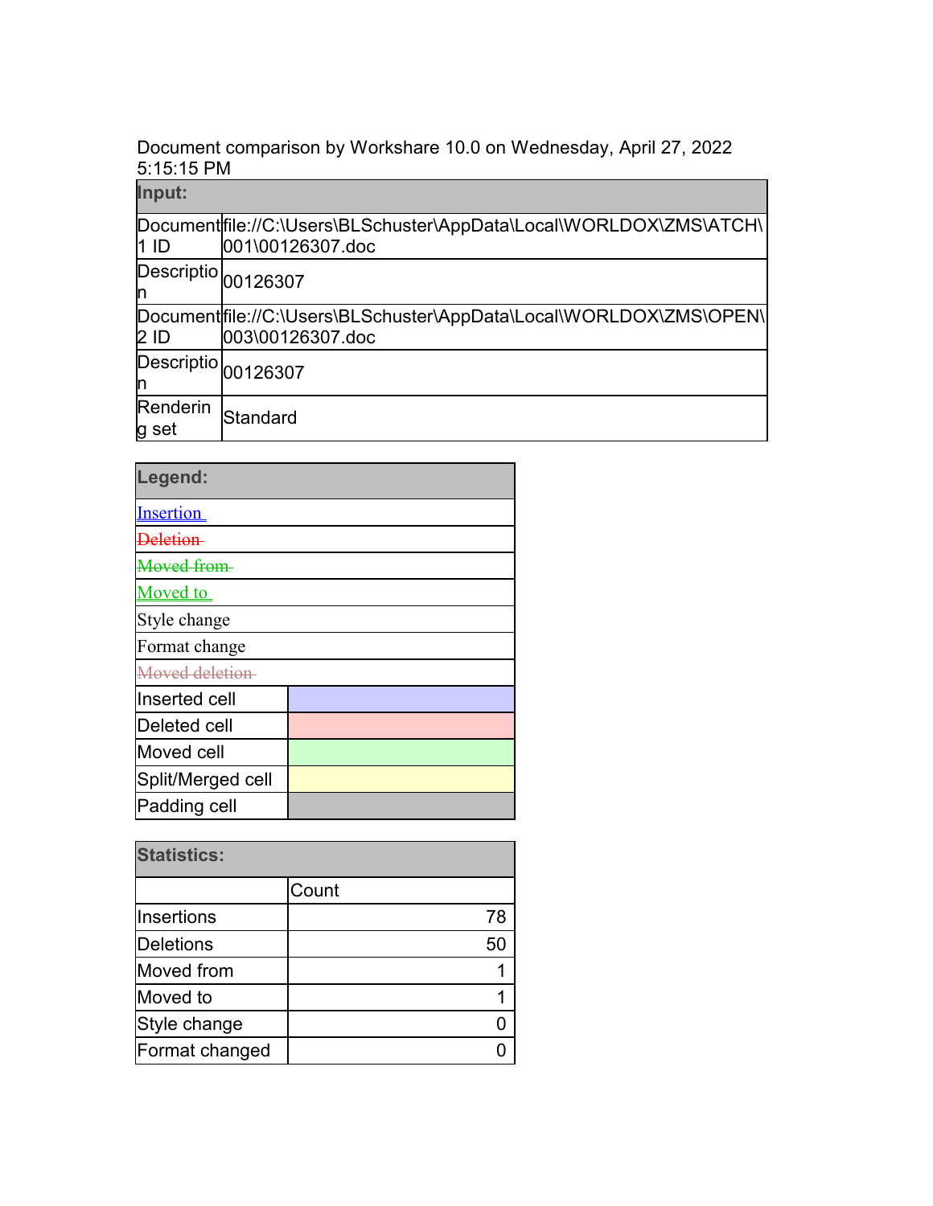Document comparison by Workshare 10.0 on Wednesday, April 27, 2022 5:15:15 PM

| Input: | |
|---|---|
| Document 1 ID | file://C:\Users\BLSchuster\AppData\Local\WORLDOX\ZMS\ATCH\001\00126307.doc |
| Description | 00126307 |
| Document 2 ID | file://C:\Users\BLSchuster\AppData\Local\WORLDOX\ZMS\OPEN\003\00126307.doc |
| Description | 00126307 |
| Rendering set | Standard |

| Legend: | |
|---|---|
| Insertion | |
| ~~Deletion~~ | |
| ~~Moved from~~ | |
| Moved to | |
| Style change | |
| Format change | |
| ~~Moved deletion~~ | |
| Inserted cell | |
| Deleted cell | |
| Moved cell | |
| Split/Merged cell | |
| Padding cell | |

| Statistics: | |
|---|---|
| | Count |
| Insertions | 78 |
| Deletions | 50 |
| Moved from | 1 |
| Moved to | 1 |
| Style change | 0 |
| Format changed | 0 |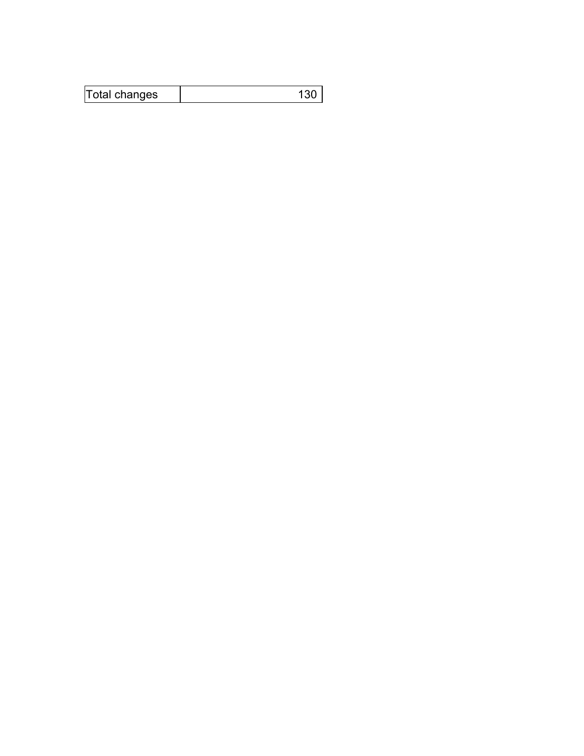| Total changes | 130 |
|---|---|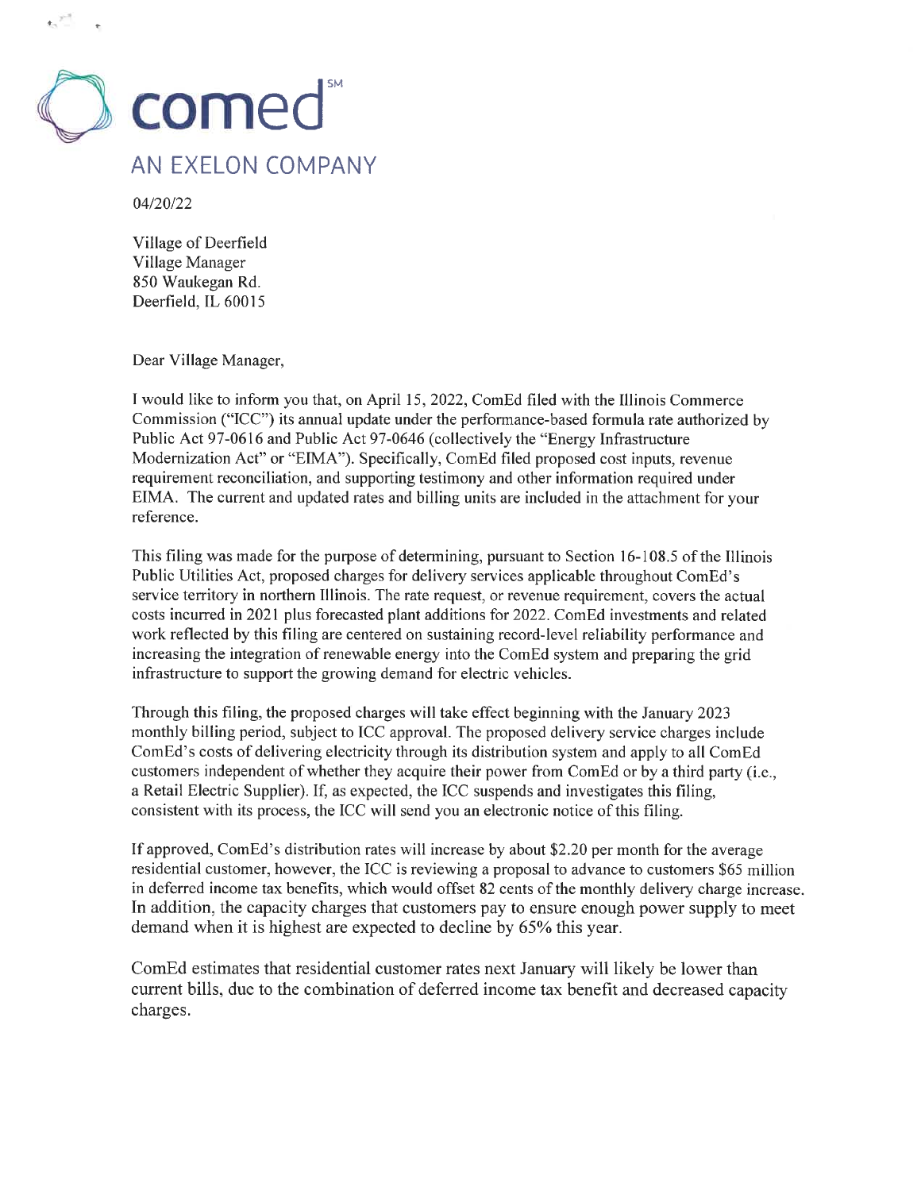comed℠

AN EXELON COMPANY

04/20/22

Village of Deerfield
Village Manager
850 Waukegan Rd.
Deerfield, IL 60015

Dear Village Manager,

I would like to inform you that, on April 15, 2022, ComEd filed with the Illinois Commerce Commission ("ICC") its annual update under the performance-based formula rate authorized by Public Act 97-0616 and Public Act 97-0646 (collectively the "Energy Infrastructure Modernization Act" or "EIMA"). Specifically, ComEd filed proposed cost inputs, revenue requirement reconciliation, and supporting testimony and other information required under EIMA. The current and updated rates and billing units are included in the attachment for your reference.

This filing was made for the purpose of determining, pursuant to Section 16-108.5 of the Illinois Public Utilities Act, proposed charges for delivery services applicable throughout ComEd's service territory in northern Illinois. The rate request, or revenue requirement, covers the actual costs incurred in 2021 plus forecasted plant additions for 2022. ComEd investments and related work reflected by this filing are centered on sustaining record-level reliability performance and increasing the integration of renewable energy into the ComEd system and preparing the grid infrastructure to support the growing demand for electric vehicles.

Through this filing, the proposed charges will take effect beginning with the January 2023 monthly billing period, subject to ICC approval. The proposed delivery service charges include ComEd's costs of delivering electricity through its distribution system and apply to all ComEd customers independent of whether they acquire their power from ComEd or by a third party (i.e., a Retail Electric Supplier). If, as expected, the ICC suspends and investigates this filing, consistent with its process, the ICC will send you an electronic notice of this filing.

If approved, ComEd's distribution rates will increase by about $2.20 per month for the average residential customer, however, the ICC is reviewing a proposal to advance to customers $65 million in deferred income tax benefits, which would offset 82 cents of the monthly delivery charge increase. In addition, the capacity charges that customers pay to ensure enough power supply to meet demand when it is highest are expected to decline by 65% this year.

ComEd estimates that residential customer rates next January will likely be lower than current bills, due to the combination of deferred income tax benefit and decreased capacity charges.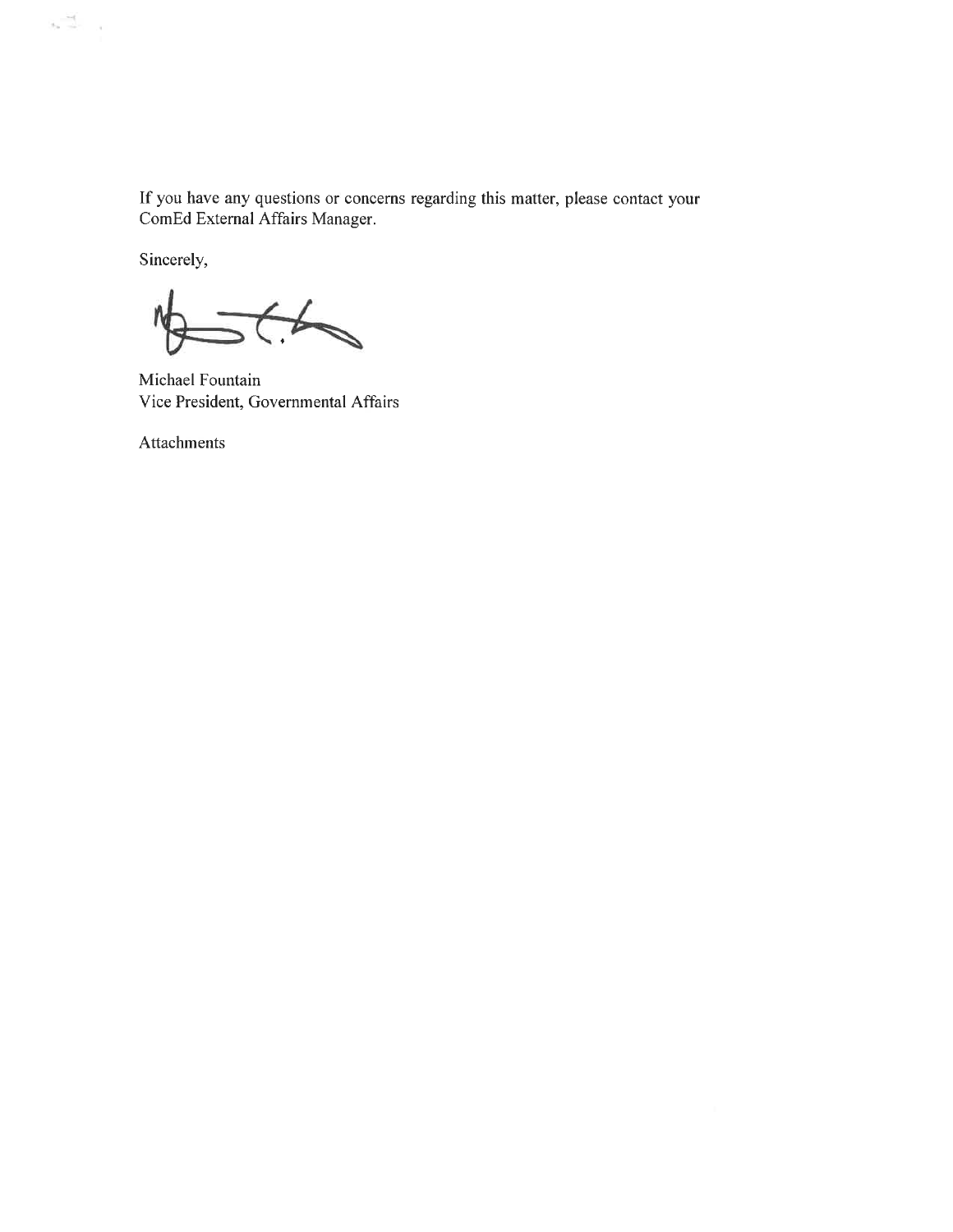If you have any questions or concerns regarding this matter, please contact your ComEd External Affairs Manager.

Sincerely,

Michael Fountain
Vice President, Governmental Affairs

Attachments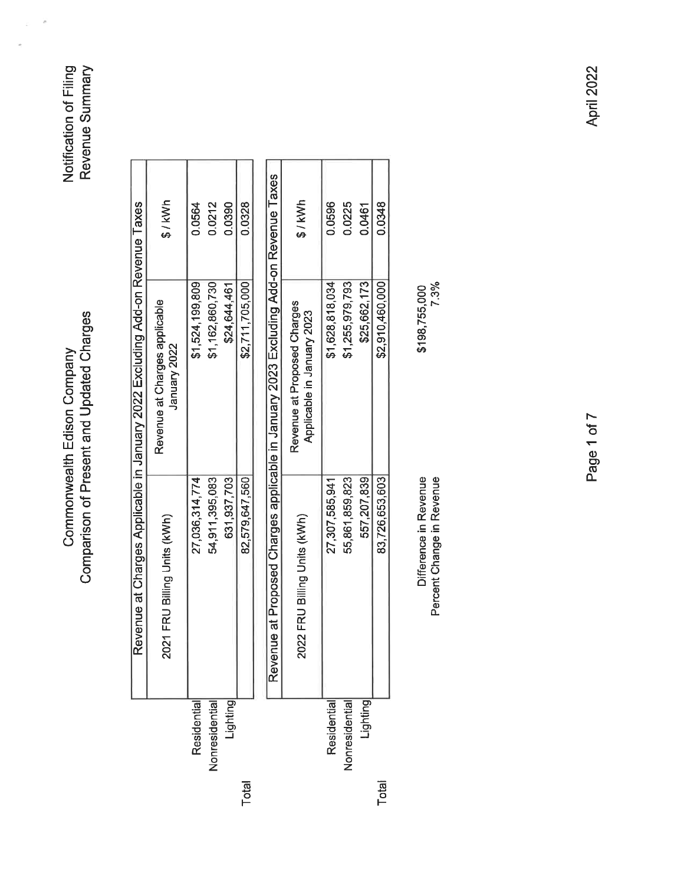# Commonwealth Edison Company

## Comparison of Present and Updated Charges

Notification of Filing
Revenue Summary

| | Revenue at Charges Applicable in January 2022 Excluding Add-on Revenue Taxes | | |
|---|---|---|---|
| | 2021 FRU Billing Units (kWh) | Revenue at Charges applicable January 2022 | $ / kWh |
| Residential | 27,036,314,774 | $1,524,199,809 | 0.0564 |
| Nonresidential | 54,911,395,083 | $1,162,860,730 | 0.0212 |
| Lighting | 631,937,703 | $24,644,461 | 0.0390 |
| Total | 82,579,647,560 | $2,711,705,000 | 0.0328 |

| | Revenue at Proposed Charges applicable in January 2023 Excluding Add-on Revenue Taxes | | |
|---|---|---|---|
| | 2022 FRU Billing Units (kWh) | Revenue at Proposed Charges Applicable in January 2023 | $ / kWh |
| Residential | 27,307,585,941 | $1,628,818,034 | 0.0596 |
| Nonresidential | 55,861,859,823 | $1,255,979,793 | 0.0225 |
| Lighting | 557,207,839 | $25,662,173 | 0.0461 |
| Total | 83,726,653,603 | $2,910,460,000 | 0.0348 |

| | |
|---|---|
| Difference in Revenue | $198,755,000 |
| Percent Change in Revenue | 7.3% |

April 2022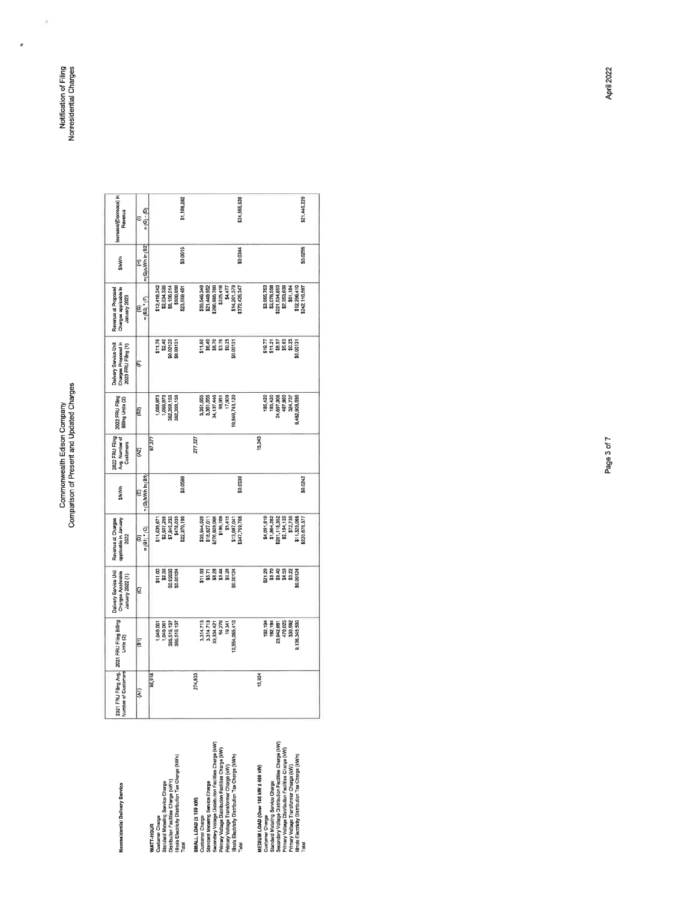# Commonwealth Edison Company
## Comparison of Present and Updated Charges

| Nonresidential Delivery Service | 2021 FRU Filing Avg. Number of Customers | 2021 FRU Filing Billing Units (2) | Delivery Service Unit Charges Applicable January 2022 (1) | Revenue at Charges applicable in January 2022 | $/kWh | 2022 FRU Filing Avg. Number of Customers | 2022 FRU Filing Billing Units (2) | Delivery Service Unit Charges Proposed in 2022 FRU Filing (1) | Revenue at Proposed Charges applicable in January 2023 | $/kWh | Increase/(Decrease) in Revenue |
|---|---|---|---|---|---|---|---|---|---|---|---|
| | (A1) | (B1) | (C) | (D) | (E) | (A2) | (B2) | (F) | (G) | (H) | (I) |
| | | | | = (B1) * (C) | = (D)/kWh in (B1) | | | | = (B2) * (F) | = (G)/kWh in (B2) | = (G) - (D) |
| **WATT-HOUR** | 86,916 | | | | | 87,877 | | | | | |
| Customer Charge | | 1,049,061 | $11.00 | $11,539,671 | | | 1,055,973 | $11.76 | $12,418,242 | | |
| Standard Metering Service Charge | | 1,049,061 | $2.39 | $2,507,256 | | | 1,055,973 | $2.40 | $2,534,335 | | |
| Distribution Facilities Charge (kWh) | | 385,515,137 | $0.02035 | $7,845,233 | | | 382,369,159 | $0.02120 | $8,106,014 | | |
| Illinois Electricity Distribution Tax Charge (kWh) | | 385,515,137 | $0.00124 | $478,039 | | | 382,369,159 | $0.00131 | $500,904 | | |
| Total | | | | $22,370,199 | $0.0580 | | | | $23,559,481 | $0.0616 | $1,189,282 |
| **SMALL LOAD (≤ 100 kW)** | 274,633 | | | | | 277,327 | | | | | |
| Customer Charge | | 3,314,713 | $11.93 | $39,544,526 | | | 3,351,555 | $11.80 | $39,548,349 | | |
| Standard Metering Service Charge | | 3,314,713 | $5.71 | $18,927,011 | | | 3,351,555 | $6.40 | $21,449,952 | | |
| Secondary Voltage Distribution Facilities Charge (kW) | | 33,334,421 | $8.28 | $276,009,006 | | | 34,137,446 | $8.70 | $296,995,780 | | |
| Primary Voltage Distribution Facilities Charge (kW) | | 54,276 | $3.44 | $186,709 | | | 59,951 | $3.76 | $225,416 | | |
| Primary Voltage Transformer Charge (kW) | | 19,341 | $0.28 | $5,415 | | | 17,909 | $0.25 | $4,477 | | |
| Illinois Electricity Distribution Tax Charge (kWh) | | 10,554,065,410 | $0.00124 | $13,087,041 | | | 10,840,743,129 | $0.00131 | $14,201,373 | | |
| Total | | | | $347,759,708 | $0.0330 | | | | $372,425,347 | $0.0344 | $24,665,639 |
| **MEDIUM LOAD (Over 100 kW ≤ 400 kW)** | 15,924 | | | | | 15,343 | | | | | |
| Customer Charge | | 192,184 | $21.29 | $4,091,610 | | | 185,420 | $19.77 | $3,665,753 | | |
| Standard Metering Service Charge | | 192,184 | $9.70 | $1,864,182 | | | 185,420 | $11.21 | $2,078,558 | | |
| Secondary Voltage Distribution Facilities Charge (kW) | | 23,942,661 | $8.40 | $201,118,352 | | | 24,697,308 | $8.97 | $221,534,853 | | |
| Primary Voltage Distribution Facilities Charge (kW) | | 478,025 | $4.59 | $2,194,135 | | | 467,900 | $5.03 | $2,353,539 | | |
| Primary Voltage Transformer Charge (kW) | | 330,592 | $0.22 | $72,730 | | | 324,737 | $0.25 | $81,184 | | |
| Illinois Electricity Distribution Tax Charge (kWh) | | 9,136,345,500 | $0.00124 | $11,329,068 | | | 9,462,908,595 | $0.00131 | $12,396,410 | | |
| Total | | | | $220,670,077 | $0.0242 | | | | $242,110,297 | $0.0256 | $21,440,220 |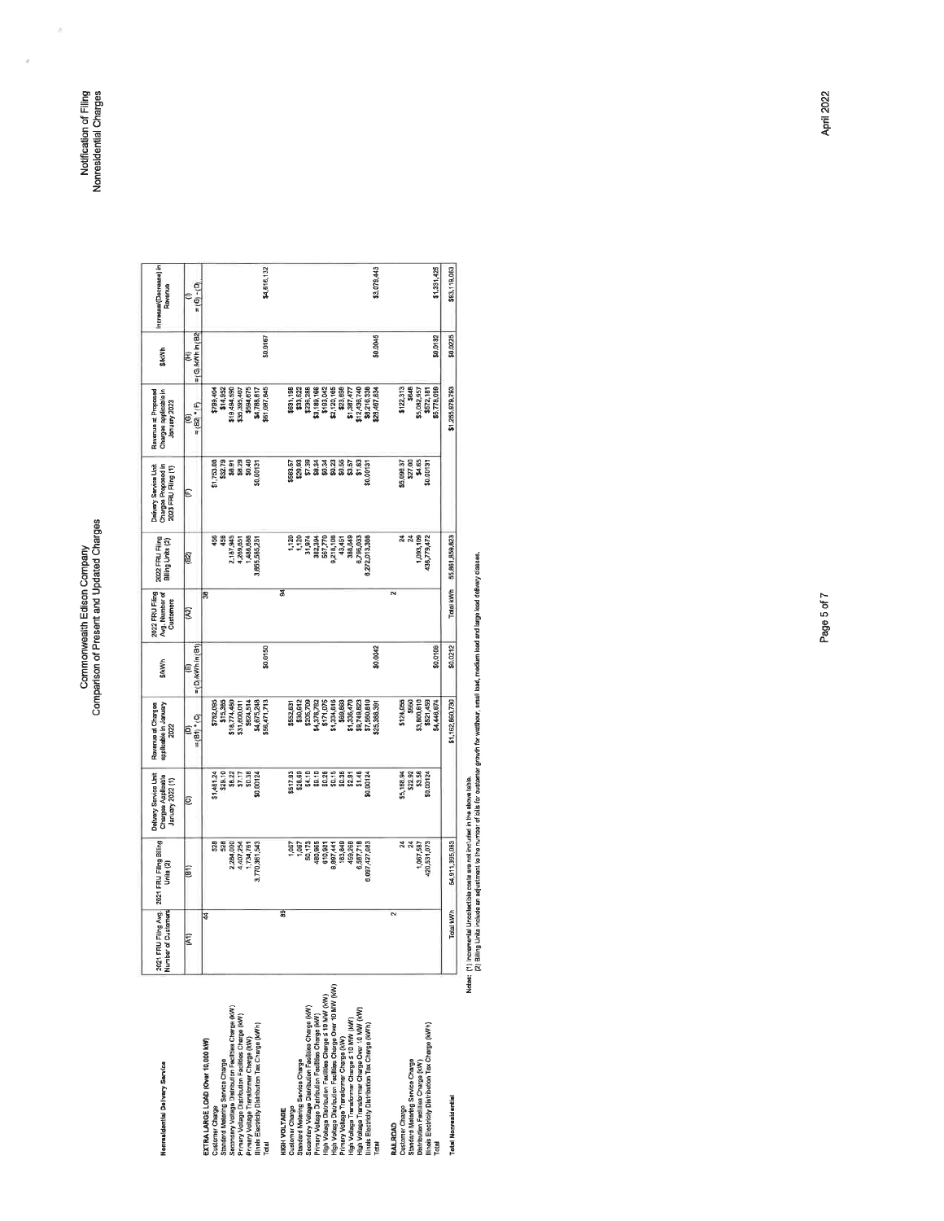# Commonwealth Edison Company
## Comparison of Present and Updated Charges

| Nonresidential Delivery Service | 2021 FRU Filing Avg. Number of Customers | 2021 FRU Filing Billing Units (2) | Delivery Service Unit Charges Applicable January 2022 (1) | Revenue at Charges applicable in January 2022 | $/kWh | 2022 FRU Filing Avg. Number of Customers | 2022 FRU Filing Billing Units (2) | Delivery Service Unit Charges Proposed in 2023 FRU Filing (1) | Revenue at Proposed Charges applicable in January 2023 | $/kWh | Increase/(Decrease) in Revenue |
|---|---|---|---|---|---|---|---|---|---|---|---|
| | (A1) | (B1) | (C) | (D) = (B1) * (C) | (E) = D/kWh in (B1) | (A2) | (B2) | (F) | (G) = (B2) * (F) | (H) = (G)/kWh in (B2) | (I) = (G) - (D) |
| **EXTRA LARGE LOAD (Over 10,000 kW)** | 44 | | | | | 38 | | | | | |
| Customer Charge | | 528 | $1,481.24 | $782,095 | | | 456 | $1,753.08 | $799,404 | | |
| Standard Metering Service Charge | | 528 | $29.10 | $15,365 | | | 456 | $32.79 | $14,952 | | |
| Secondary Voltage Distribution Facilities Charge (kW) | | 2,284,000 | $8.22 | $18,774,480 | | | 2,187,945 | $8.91 | $19,494,590 | | |
| Primary Voltage Distribution Facilities Charge (kW) | | 4,407,254 | $7.17 | $31,600,011 | | | 4,269,651 | $8.29 | $35,395,407 | | |
| Primary Voltage Transformer Charge (kW) | | 1,734,781 | $0.36 | $624,514 | | | 1,486,688 | $0.40 | $594,675 | | |
| Illinois Electricity Distribution Tax Charge (kWh) | | 3,770,361,543 | $0.00124 | $4,675,248 | | | 3,665,585,251 | $0.00131 | $4,788,617 | | |
| Total | | | | $56,471,713 | $0.0150 | | | | $61,087,645 | $0.0167 | $4,616,132 |
| **HIGH VOLTAGE** | 89 | | | | | 94 | | | | | |
| Customer Charge | | 1,067 | $517.93 | $552,631 | | | 1,120 | $563.57 | $631,198 | | |
| Standard Metering Service Charge | | 1,067 | $28.69 | $30,612 | | | 1,120 | $29.93 | $33,522 | | |
| Secondary Voltage Distribution Facilities Charge (kW) | | 50,173 | $4.10 | $205,709 | | | 31,974 | $7.39 | $236,288 | | |
| Primary Voltage Distribution Facilities Charge (kW) | | 480,965 | $9.10 | $4,376,782 | | | 382,394 | $8.34 | $3,189,166 | | |
| High Voltage Distribution Facilities Charge ≤ 10 MW (kW) | | 610,981 | $0.28 | $171,075 | | | 567,770 | $0.34 | $193,042 | | |
| High Voltage Distribution Facilities Charge Over 10 MW (kW) | | 8,897,441 | $0.15 | $1,334,616 | | | 9,218,109 | $0.23 | $2,120,165 | | |
| Primary Voltage Transformer Charge (kW) | | 183,849 | $0.36 | $66,186 | | | 43,461 | $0.55 | $23,904 | | |
| High Voltage Transformer Charge ≤ 10 MW (kW) | | 459,266 | $2.91 | $1,336,470 | | | 388,649 | $3.57 | $1,387,477 | | |
| High Voltage Transformer Charge Over 10 MW (kW) | | 6,687,718 | $1.46 | $9,746,623 | | | 6,796,033 | $1.83 | $12,436,740 | | |
| Illinois Electricity Distribution Tax Charge (kWh) | | 6,097,427,083 | $0.00124 | $7,560,810 | | | 6,272,013,388 | $0.00131 | $8,216,338 | | |
| Total | | | | $25,388,391 | $0.0042 | | | | $28,467,834 | $0.0045 | $3,079,443 |
| **RAILROAD** | 2 | | | | | 2 | | | | | |
| Customer Charge | | 24 | $5,166.94 | $124,006 | | | 24 | $5,096.37 | $122,313 | | |
| Standard Metering Service Charge | | 24 | $22.92 | $550 | | | 24 | $27.00 | $648 | | |
| Distribution Facilities Charge (kW) | | 1,067,587 | $3.56 | $3,800,610 | | | 1,093,109 | $4.65 | $5,082,957 | | |
| Illinois Electricity Distribution Tax Charge (kWh) | | 420,531,073 | $0.00124 | $521,459 | | | 436,779,472 | $0.00131 | $572,181 | | |
| Total | | | | $4,446,674 | $0.0106 | | | | $5,778,099 | $0.0132 | $1,331,425 |
| **Total Nonresidential** | | Total kWh 54,911,395,983 | | $1,162,860,730 | $0.0212 | | Total kWh 55,861,859,823 | | $1,255,979,793 | $0.0225 | $93,119,063 |

Notes: (1) Incremental Uncollectible costs are not included in the above table.
(2) Billing Units include an adjustment to the number of bills for customer growth for watt-hour, small load, medium load and large load delivery classes.

Notification of Filing
Nonresidential Charges

April 2022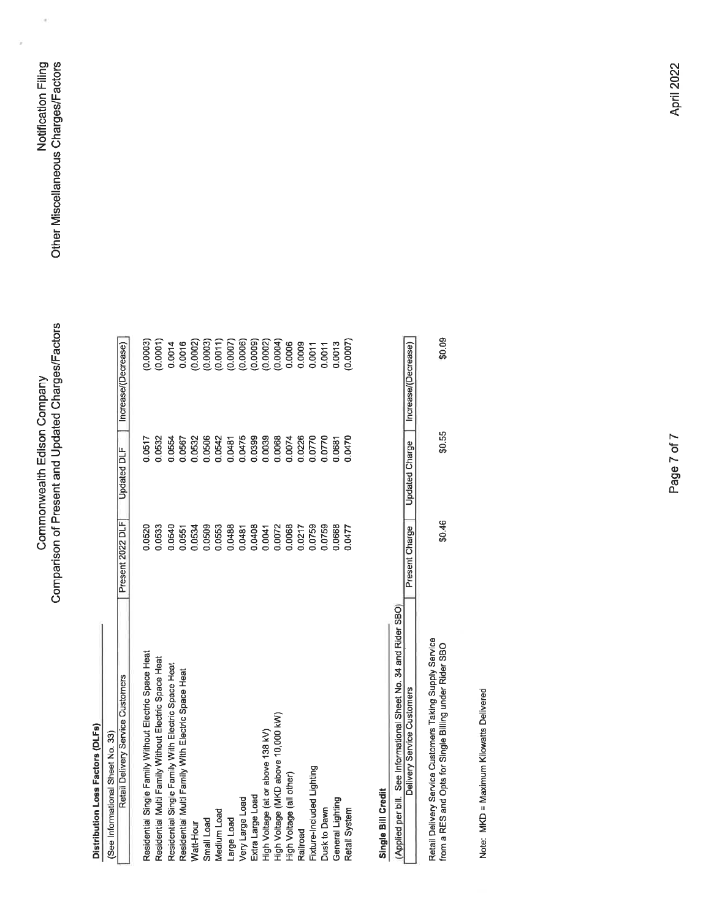# Commonwealth Edison Company
## Comparison of Present and Updated Charges/Factors

Notification Filing
Other Miscellaneous Charges/Factors

**Distribution Loss Factors (DLFs)**

(See Informational Sheet No. 33)

| Retail Delivery Service Customers | Present 2022 DLF | Updated DLF | Increase/(Decrease) |
|---|---|---|---|
| Residential Single Family Without Electric Space Heat | 0.0520 | 0.0517 | (0.0003) |
| Residential Multi Family Without Electric Space Heat | 0.0533 | 0.0532 | (0.0001) |
| Residential Single Family With Electric Space Heat | 0.0540 | 0.0554 | 0.0014 |
| Residential Multi Family With Electric Space Heat | 0.0551 | 0.0567 | 0.0016 |
| Watt-Hour | 0.0534 | 0.0532 | (0.0002) |
| Small Load | 0.0509 | 0.0506 | (0.0003) |
| Medium Load | 0.0553 | 0.0542 | (0.0011) |
| Large Load | 0.0488 | 0.0481 | (0.0007) |
| Very Large Load | 0.0481 | 0.0475 | (0.0006) |
| Extra Large Load | 0.0408 | 0.0399 | (0.0009) |
| High Voltage (at or above 138 kV) | 0.0041 | 0.0039 | (0.0002) |
| High Voltage (MKD above 10,000 kW) | 0.0072 | 0.0068 | (0.0004) |
| High Voltage (all other) | 0.0068 | 0.0074 | 0.0006 |
| Railroad | 0.0217 | 0.0226 | 0.0009 |
| Fixture-Included Lighting | 0.0759 | 0.0770 | 0.0011 |
| Dusk to Dawn | 0.0759 | 0.0770 | 0.0011 |
| General Lighting | 0.0668 | 0.0681 | 0.0013 |
| Retail System | 0.0477 | 0.0470 | (0.0007) |

**Single Bill Credit**

(Applied per bill. See Informational Sheet No. 34 and Rider SBO)

| Delivery Service Customers | Present Charge | Updated Charge | Increase/(Decrease) |
|---|---|---|---|
| Retail Delivery Service Customers Taking Supply Service from a RES and Opts for Single Billing under Rider SBO | $0.46 | $0.55 | $0.09 |

Note: MKD = Maximum Kilowatts Delivered

April 2022